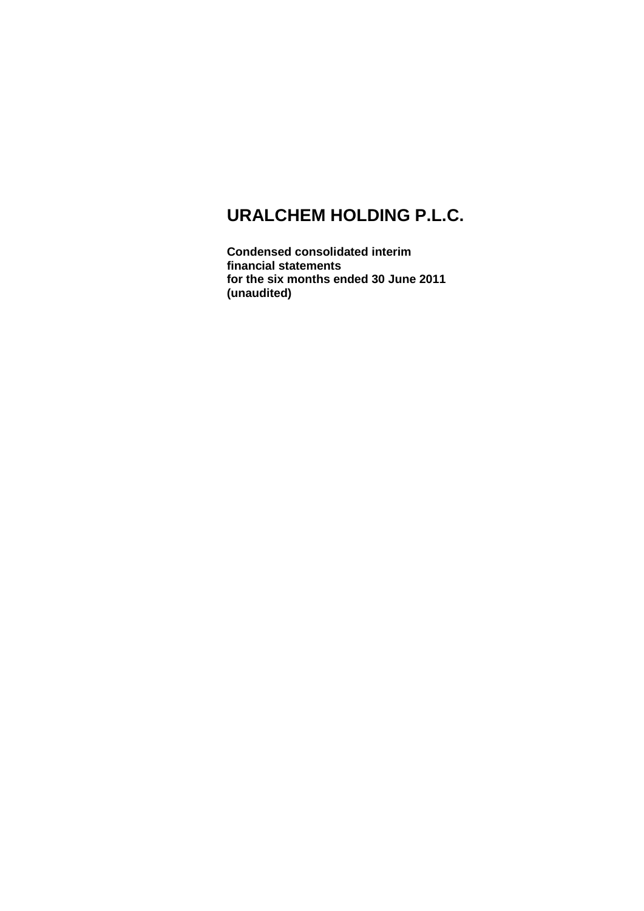# URALCHEM HOLDING P.L.C.

**Condensed consolidated interim financial statements for the six months ended 30 June 2011 (unaudited)**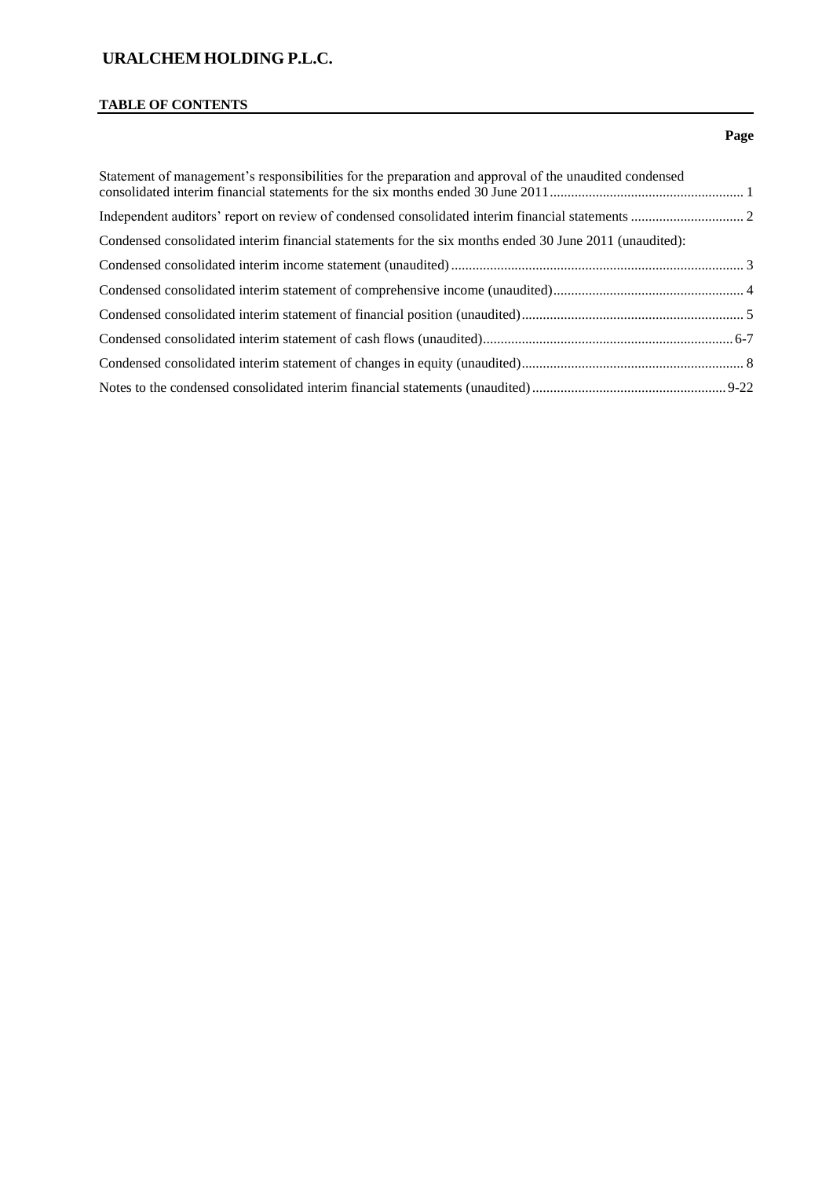# URALCHEM HOLDING P.L.C.

## TABLE OF CONTENTS

| | Page |
|---|---|
| Statement of management's responsibilities for the preparation and approval of the unaudited condensed consolidated interim financial statements for the six months ended 30 June 2011 | 1 |
| Independent auditors' report on review of condensed consolidated interim financial statements | 2 |
| Condensed consolidated interim financial statements for the six months ended 30 June 2011 (unaudited): | |
| Condensed consolidated interim income statement (unaudited) | 3 |
| Condensed consolidated interim statement of comprehensive income (unaudited) | 4 |
| Condensed consolidated interim statement of financial position (unaudited) | 5 |
| Condensed consolidated interim statement of cash flows (unaudited) | 6-7 |
| Condensed consolidated interim statement of changes in equity (unaudited) | 8 |
| Notes to the condensed consolidated interim financial statements (unaudited) | 9-22 |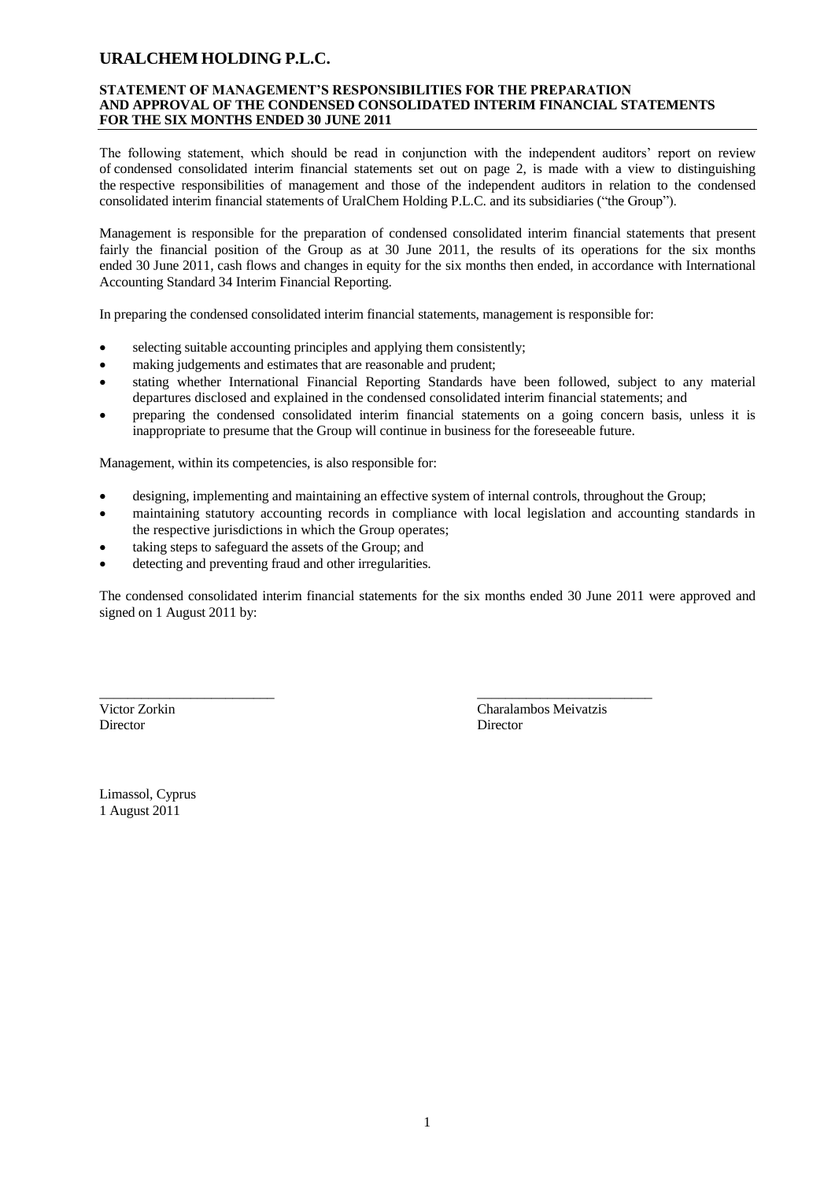# URALCHEM HOLDING P.L.C.

**STATEMENT OF MANAGEMENT'S RESPONSIBILITIES FOR THE PREPARATION AND APPROVAL OF THE CONDENSED CONSOLIDATED INTERIM FINANCIAL STATEMENTS FOR THE SIX MONTHS ENDED 30 JUNE 2011**

The following statement, which should be read in conjunction with the independent auditors' report on review of condensed consolidated interim financial statements set out on page 2, is made with a view to distinguishing the respective responsibilities of management and those of the independent auditors in relation to the condensed consolidated interim financial statements of UralChem Holding P.L.C. and its subsidiaries ("the Group").

Management is responsible for the preparation of condensed consolidated interim financial statements that present fairly the financial position of the Group as at 30 June 2011, the results of its operations for the six months ended 30 June 2011, cash flows and changes in equity for the six months then ended, in accordance with International Accounting Standard 34 Interim Financial Reporting.

In preparing the condensed consolidated interim financial statements, management is responsible for:

- selecting suitable accounting principles and applying them consistently;
- making judgements and estimates that are reasonable and prudent;
- stating whether International Financial Reporting Standards have been followed, subject to any material departures disclosed and explained in the condensed consolidated interim financial statements; and
- preparing the condensed consolidated interim financial statements on a going concern basis, unless it is inappropriate to presume that the Group will continue in business for the foreseeable future.

Management, within its competencies, is also responsible for:

- designing, implementing and maintaining an effective system of internal controls, throughout the Group;
- maintaining statutory accounting records in compliance with local legislation and accounting standards in the respective jurisdictions in which the Group operates;
- taking steps to safeguard the assets of the Group; and
- detecting and preventing fraud and other irregularities.

The condensed consolidated interim financial statements for the six months ended 30 June 2011 were approved and signed on 1 August 2011 by:

| _________________________ | _________________________ |
|---|---|
| Victor Zorkin | Charalambos Meivatzis |
| Director | Director |

Limassol, Cyprus
1 August 2011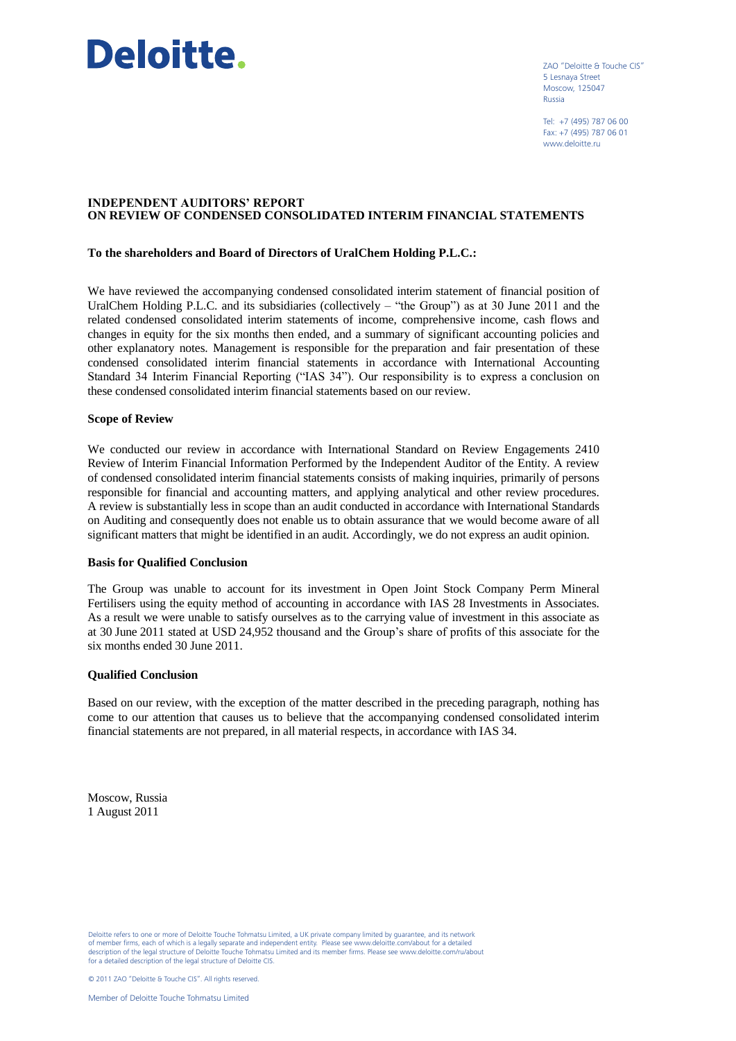Deloitte.

ZAO "Deloitte & Touche CIS"
5 Lesnaya Street
Moscow, 125047
Russia

Tel: +7 (495) 787 06 00
Fax: +7 (495) 787 06 01
www.deloitte.ru

# INDEPENDENT AUDITORS' REPORT
# ON REVIEW OF CONDENSED CONSOLIDATED INTERIM FINANCIAL STATEMENTS

**To the shareholders and Board of Directors of UralChem Holding P.L.C.:**

We have reviewed the accompanying condensed consolidated interim statement of financial position of UralChem Holding P.L.C. and its subsidiaries (collectively – "the Group") as at 30 June 2011 and the related condensed consolidated interim statements of income, comprehensive income, cash flows and changes in equity for the six months then ended, and a summary of significant accounting policies and other explanatory notes. Management is responsible for the preparation and fair presentation of these condensed consolidated interim financial statements in accordance with International Accounting Standard 34 Interim Financial Reporting ("IAS 34"). Our responsibility is to express a conclusion on these condensed consolidated interim financial statements based on our review.

## Scope of Review

We conducted our review in accordance with International Standard on Review Engagements 2410 Review of Interim Financial Information Performed by the Independent Auditor of the Entity. A review of condensed consolidated interim financial statements consists of making inquiries, primarily of persons responsible for financial and accounting matters, and applying analytical and other review procedures. A review is substantially less in scope than an audit conducted in accordance with International Standards on Auditing and consequently does not enable us to obtain assurance that we would become aware of all significant matters that might be identified in an audit. Accordingly, we do not express an audit opinion.

## Basis for Qualified Conclusion

The Group was unable to account for its investment in Open Joint Stock Company Perm Mineral Fertilisers using the equity method of accounting in accordance with IAS 28 Investments in Associates. As a result we were unable to satisfy ourselves as to the carrying value of investment in this associate as at 30 June 2011 stated at USD 24,952 thousand and the Group's share of profits of this associate for the six months ended 30 June 2011.

## Qualified Conclusion

Based on our review, with the exception of the matter described in the preceding paragraph, nothing has come to our attention that causes us to believe that the accompanying condensed consolidated interim financial statements are not prepared, in all material respects, in accordance with IAS 34.

Moscow, Russia
1 August 2011

Deloitte refers to one or more of Deloitte Touche Tohmatsu Limited, a UK private company limited by guarantee, and its network of member firms, each of which is a legally separate and independent entity. Please see www.deloitte.com/about for a detailed description of the legal structure of Deloitte Touche Tohmatsu Limited and its member firms. Please see www.deloitte.com/ru/about for a detailed description of the legal structure of Deloitte CIS.

© 2011 ZAO "Deloitte & Touche CIS". All rights reserved.

Member of Deloitte Touche Tohmatsu Limited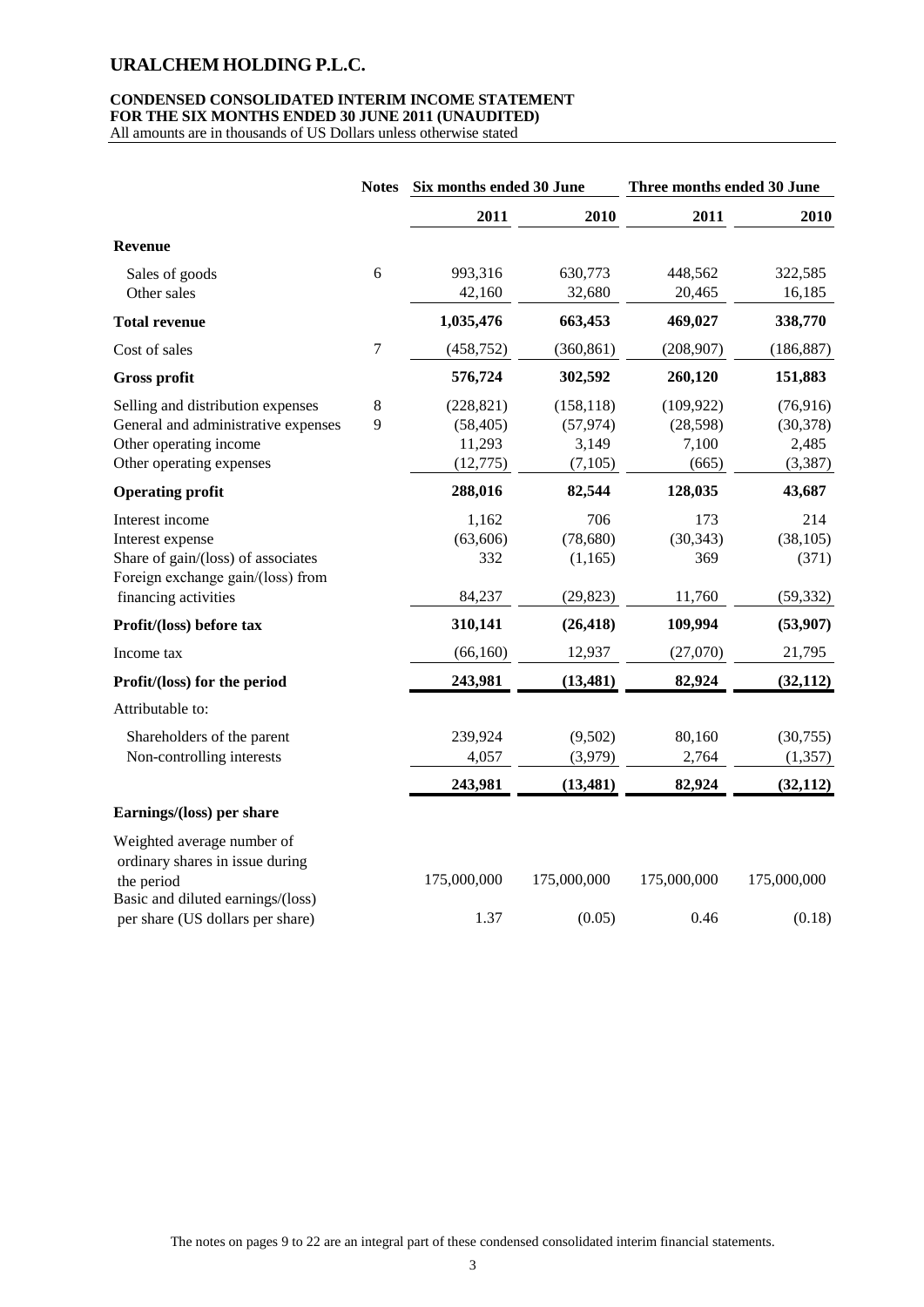# URALCHEM HOLDING P.L.C.

**CONDENSED CONSOLIDATED INTERIM INCOME STATEMENT**
**FOR THE SIX MONTHS ENDED 30 JUNE 2011 (UNAUDITED)**
All amounts are in thousands of US Dollars unless otherwise stated

| | Notes | Six months ended 30 June | | Three months ended 30 June | |
|---|---|---|---|---|---|
| | | **2011** | **2010** | **2011** | **2010** |
| **Revenue** | | | | | |
| Sales of goods | 6 | 993,316 | 630,773 | 448,562 | 322,585 |
| Other sales | | 42,160 | 32,680 | 20,465 | 16,185 |
| **Total revenue** | | **1,035,476** | **663,453** | **469,027** | **338,770** |
| Cost of sales | 7 | (458,752) | (360,861) | (208,907) | (186,887) |
| **Gross profit** | | **576,724** | **302,592** | **260,120** | **151,883** |
| Selling and distribution expenses | 8 | (228,821) | (158,118) | (109,922) | (76,916) |
| General and administrative expenses | 9 | (58,405) | (57,974) | (28,598) | (30,378) |
| Other operating income | | 11,293 | 3,149 | 7,100 | 2,485 |
| Other operating expenses | | (12,775) | (7,105) | (665) | (3,387) |
| **Operating profit** | | **288,016** | **82,544** | **128,035** | **43,687** |
| Interest income | | 1,162 | 706 | 173 | 214 |
| Interest expense | | (63,606) | (78,680) | (30,343) | (38,105) |
| Share of gain/(loss) of associates | | 332 | (1,165) | 369 | (371) |
| Foreign exchange gain/(loss) from financing activities | | 84,237 | (29,823) | 11,760 | (59,332) |
| **Profit/(loss) before tax** | | **310,141** | **(26,418)** | **109,994** | **(53,907)** |
| Income tax | | (66,160) | 12,937 | (27,070) | 21,795 |
| **Profit/(loss) for the period** | | **243,981** | **(13,481)** | **82,924** | **(32,112)** |
| Attributable to: | | | | | |
| Shareholders of the parent | | 239,924 | (9,502) | 80,160 | (30,755) |
| Non-controlling interests | | 4,057 | (3,979) | 2,764 | (1,357) |
| | | **243,981** | **(13,481)** | **82,924** | **(32,112)** |
| **Earnings/(loss) per share** | | | | | |
| Weighted average number of ordinary shares in issue during the period | | 175,000,000 | 175,000,000 | 175,000,000 | 175,000,000 |
| Basic and diluted earnings/(loss) per share (US dollars per share) | | 1.37 | (0.05) | 0.46 | (0.18) |

The notes on pages 9 to 22 are an integral part of these condensed consolidated interim financial statements.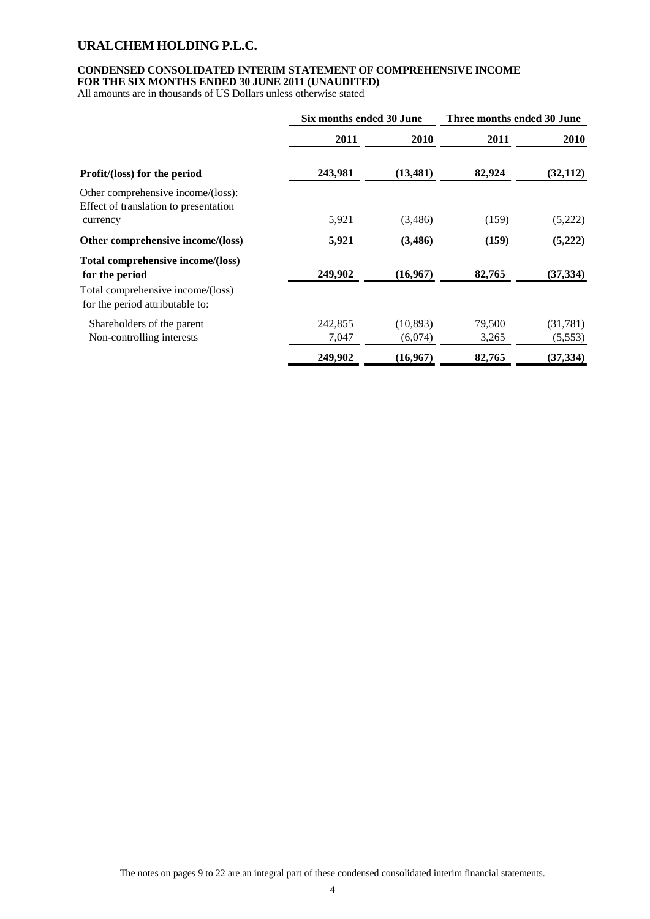# URALCHEM HOLDING P.L.C.

## CONDENSED CONSOLIDATED INTERIM STATEMENT OF COMPREHENSIVE INCOME FOR THE SIX MONTHS ENDED 30 JUNE 2011 (UNAUDITED)

All amounts are in thousands of US Dollars unless otherwise stated

| | Six months ended 30 June | | Three months ended 30 June | |
|---|---|---|---|---|
| | **2011** | **2010** | **2011** | **2010** |
| **Profit/(loss) for the period** | **243,981** | **(13,481)** | **82,924** | **(32,112)** |
| Other comprehensive income/(loss): Effect of translation to presentation currency | 5,921 | (3,486) | (159) | (5,222) |
| **Other comprehensive income/(loss)** | **5,921** | **(3,486)** | **(159)** | **(5,222)** |
| **Total comprehensive income/(loss) for the period** | **249,902** | **(16,967)** | **82,765** | **(37,334)** |
| Total comprehensive income/(loss) for the period attributable to: | | | | |
| Shareholders of the parent | 242,855 | (10,893) | 79,500 | (31,781) |
| Non-controlling interests | 7,047 | (6,074) | 3,265 | (5,553) |
| | **249,902** | **(16,967)** | **82,765** | **(37,334)** |

The notes on pages 9 to 22 are an integral part of these condensed consolidated interim financial statements.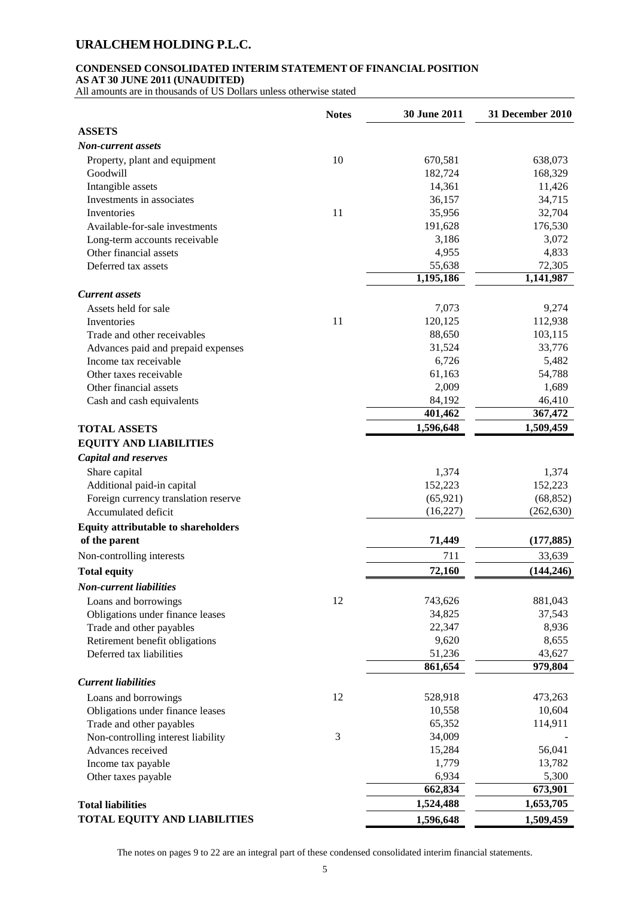# URALCHEM HOLDING P.L.C.

## CONDENSED CONSOLIDATED INTERIM STATEMENT OF FINANCIAL POSITION
### AS AT 30 JUNE 2011 (UNAUDITED)

All amounts are in thousands of US Dollars unless otherwise stated

| | Notes | 30 June 2011 | 31 December 2010 |
|---|---|---|---|
| **ASSETS** | | | |
| ***Non-current assets*** | | | |
| Property, plant and equipment | 10 | 670,581 | 638,073 |
| Goodwill | | 182,724 | 168,329 |
| Intangible assets | | 14,361 | 11,426 |
| Investments in associates | | 36,157 | 34,715 |
| Inventories | 11 | 35,956 | 32,704 |
| Available-for-sale investments | | 191,628 | 176,530 |
| Long-term accounts receivable | | 3,186 | 3,072 |
| Other financial assets | | 4,955 | 4,833 |
| Deferred tax assets | | 55,638 | 72,305 |
| | | **1,195,186** | **1,141,987** |
| ***Current assets*** | | | |
| Assets held for sale | | 7,073 | 9,274 |
| Inventories | 11 | 120,125 | 112,938 |
| Trade and other receivables | | 88,650 | 103,115 |
| Advances paid and prepaid expenses | | 31,524 | 33,776 |
| Income tax receivable | | 6,726 | 5,482 |
| Other taxes receivable | | 61,163 | 54,788 |
| Other financial assets | | 2,009 | 1,689 |
| Cash and cash equivalents | | 84,192 | 46,410 |
| | | **401,462** | **367,472** |
| **TOTAL ASSETS** | | **1,596,648** | **1,509,459** |
| **EQUITY AND LIABILITIES** | | | |
| ***Capital and reserves*** | | | |
| Share capital | | 1,374 | 1,374 |
| Additional paid-in capital | | 152,223 | 152,223 |
| Foreign currency translation reserve | | (65,921) | (68,852) |
| Accumulated deficit | | (16,227) | (262,630) |
| **Equity attributable to shareholders of the parent** | | **71,449** | **(177,885)** |
| Non-controlling interests | | 711 | 33,639 |
| **Total equity** | | **72,160** | **(144,246)** |
| ***Non-current liabilities*** | | | |
| Loans and borrowings | 12 | 743,626 | 881,043 |
| Obligations under finance leases | | 34,825 | 37,543 |
| Trade and other payables | | 22,347 | 8,936 |
| Retirement benefit obligations | | 9,620 | 8,655 |
| Deferred tax liabilities | | 51,236 | 43,627 |
| | | **861,654** | **979,804** |
| ***Current liabilities*** | | | |
| Loans and borrowings | 12 | 528,918 | 473,263 |
| Obligations under finance leases | | 10,558 | 10,604 |
| Trade and other payables | | 65,352 | 114,911 |
| Non-controlling interest liability | 3 | 34,009 | - |
| Advances received | | 15,284 | 56,041 |
| Income tax payable | | 1,779 | 13,782 |
| Other taxes payable | | 6,934 | 5,300 |
| | | **662,834** | **673,901** |
| **Total liabilities** | | **1,524,488** | **1,653,705** |
| **TOTAL EQUITY AND LIABILITIES** | | **1,596,648** | **1,509,459** |

The notes on pages 9 to 22 are an integral part of these condensed consolidated interim financial statements.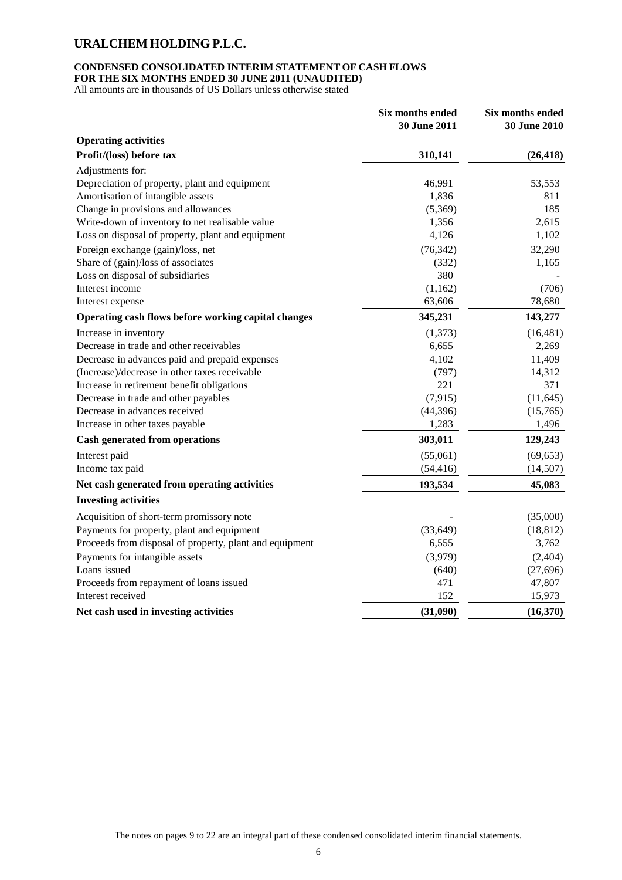# URALCHEM HOLDING P.L.C.

**CONDENSED CONSOLIDATED INTERIM STATEMENT OF CASH FLOWS**
**FOR THE SIX MONTHS ENDED 30 JUNE 2011 (UNAUDITED)**
All amounts are in thousands of US Dollars unless otherwise stated

| | **Six months ended 30 June 2011** | **Six months ended 30 June 2010** |
|---|---|---|
| **Operating activities** | | |
| **Profit/(loss) before tax** | **310,141** | **(26,418)** |
| Adjustments for: | | |
| Depreciation of property, plant and equipment | 46,991 | 53,553 |
| Amortisation of intangible assets | 1,836 | 811 |
| Change in provisions and allowances | (5,369) | 185 |
| Write-down of inventory to net realisable value | 1,356 | 2,615 |
| Loss on disposal of property, plant and equipment | 4,126 | 1,102 |
| Foreign exchange (gain)/loss, net | (76,342) | 32,290 |
| Share of (gain)/loss of associates | (332) | 1,165 |
| Loss on disposal of subsidiaries | 380 | - |
| Interest income | (1,162) | (706) |
| Interest expense | 63,606 | 78,680 |
| **Operating cash flows before working capital changes** | **345,231** | **143,277** |
| Increase in inventory | (1,373) | (16,481) |
| Decrease in trade and other receivables | 6,655 | 2,269 |
| Decrease in advances paid and prepaid expenses | 4,102 | 11,409 |
| (Increase)/decrease in other taxes receivable | (797) | 14,312 |
| Increase in retirement benefit obligations | 221 | 371 |
| Decrease in trade and other payables | (7,915) | (11,645) |
| Decrease in advances received | (44,396) | (15,765) |
| Increase in other taxes payable | 1,283 | 1,496 |
| **Cash generated from operations** | **303,011** | **129,243** |
| Interest paid | (55,061) | (69,653) |
| Income tax paid | (54,416) | (14,507) |
| **Net cash generated from operating activities** | **193,534** | **45,083** |
| **Investing activities** | | |
| Acquisition of short-term promissory note | - | (35,000) |
| Payments for property, plant and equipment | (33,649) | (18,812) |
| Proceeds from disposal of property, plant and equipment | 6,555 | 3,762 |
| Payments for intangible assets | (3,979) | (2,404) |
| Loans issued | (640) | (27,696) |
| Proceeds from repayment of loans issued | 471 | 47,807 |
| Interest received | 152 | 15,973 |
| **Net cash used in investing activities** | **(31,090)** | **(16,370)** |

The notes on pages 9 to 22 are an integral part of these condensed consolidated interim financial statements.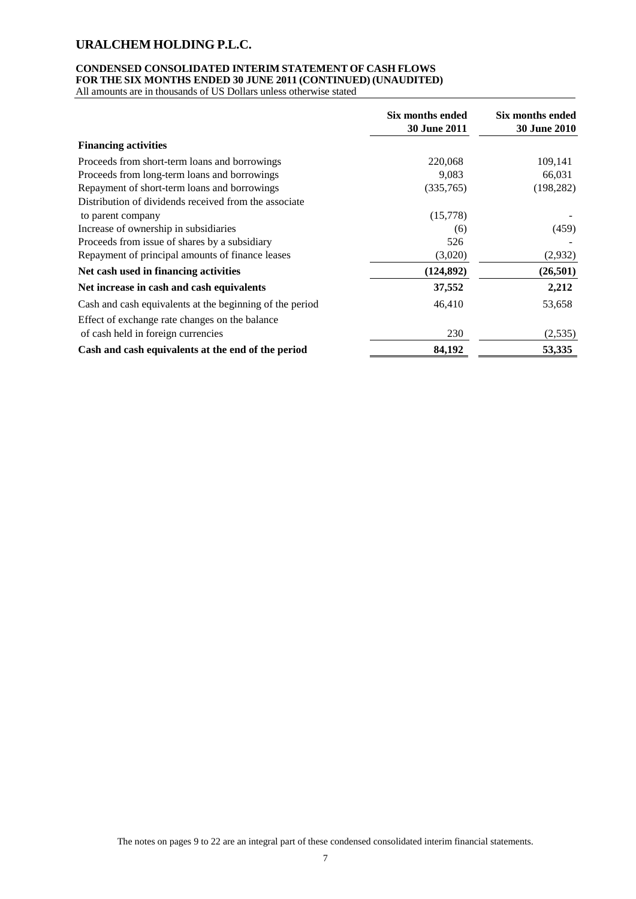# URALCHEM HOLDING P.L.C.

## CONDENSED CONSOLIDATED INTERIM STATEMENT OF CASH FLOWS FOR THE SIX MONTHS ENDED 30 JUNE 2011 (CONTINUED) (UNAUDITED)

All amounts are in thousands of US Dollars unless otherwise stated

| | Six months ended 30 June 2011 | Six months ended 30 June 2010 |
|---|---|---|
| **Financing activities** | | |
| Proceeds from short-term loans and borrowings | 220,068 | 109,141 |
| Proceeds from long-term loans and borrowings | 9,083 | 66,031 |
| Repayment of short-term loans and borrowings | (335,765) | (198,282) |
| Distribution of dividends received from the associate to parent company | (15,778) | - |
| Increase of ownership in subsidiaries | (6) | (459) |
| Proceeds from issue of shares by a subsidiary | 526 | - |
| Repayment of principal amounts of finance leases | (3,020) | (2,932) |
| **Net cash used in financing activities** | **(124,892)** | **(26,501)** |
| **Net increase in cash and cash equivalents** | **37,552** | **2,212** |
| Cash and cash equivalents at the beginning of the period | 46,410 | 53,658 |
| Effect of exchange rate changes on the balance of cash held in foreign currencies | 230 | (2,535) |
| **Cash and cash equivalents at the end of the period** | **84,192** | **53,335** |

The notes on pages 9 to 22 are an integral part of these condensed consolidated interim financial statements.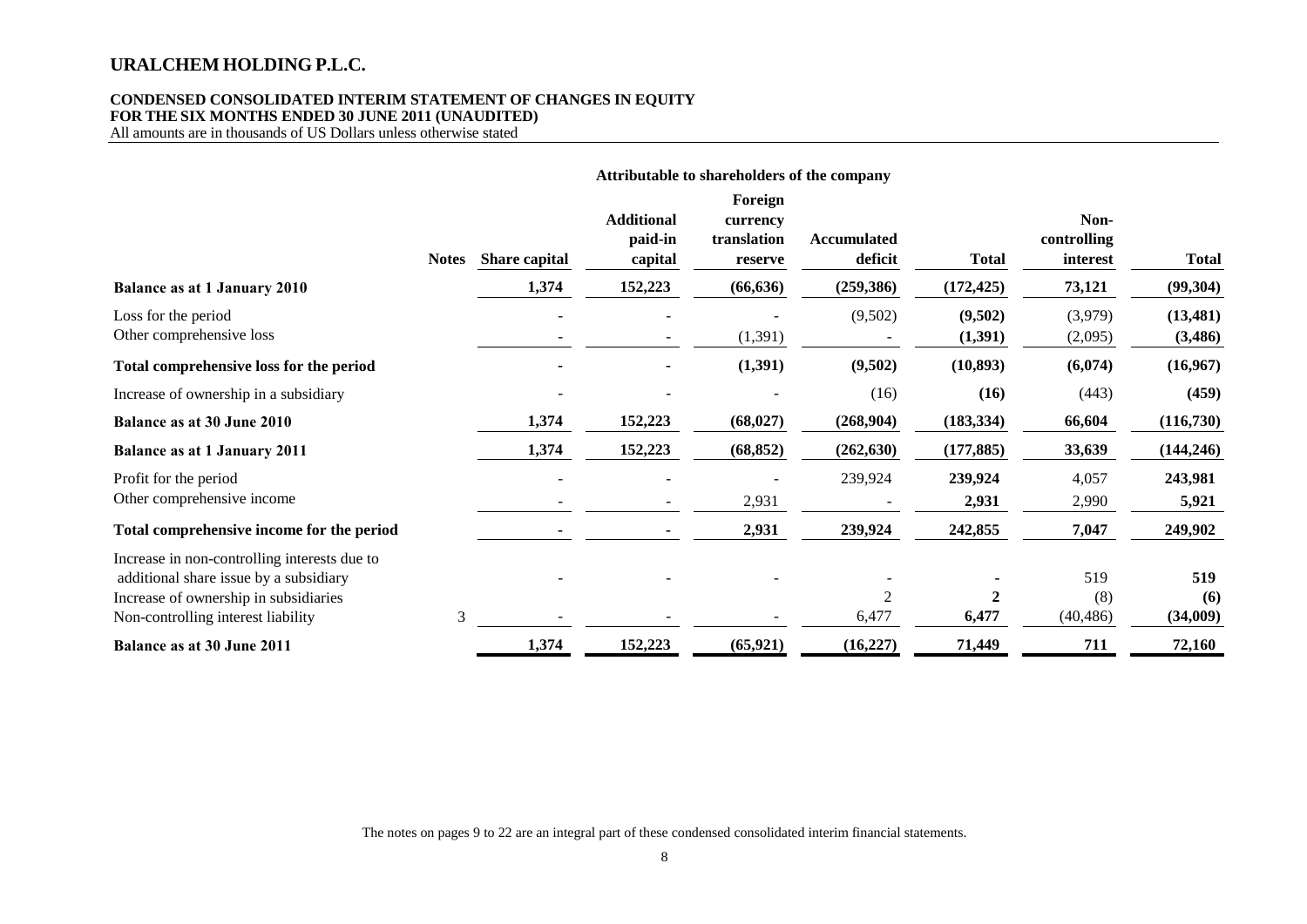# URALCHEM HOLDING P.L.C.

**CONDENSED CONSOLIDATED INTERIM STATEMENT OF CHANGES IN EQUITY**
**FOR THE SIX MONTHS ENDED 30 JUNE 2011 (UNAUDITED)**
All amounts are in thousands of US Dollars unless otherwise stated

| | | Attributable to shareholders of the company | | | | | | |
|---|---|---|---|---|---|---|---|---|
| | **Notes** | **Share capital** | **Additional paid-in capital** | **Foreign currency translation reserve** | **Accumulated deficit** | **Total** | **Non-controlling interest** | **Total** |
| **Balance as at 1 January 2010** | | **1,374** | **152,223** | **(66,636)** | **(259,386)** | **(172,425)** | **73,121** | **(99,304)** |
| Loss for the period | | - | - | - | (9,502) | **(9,502)** | (3,979) | **(13,481)** |
| Other comprehensive loss | | - | - | (1,391) | - | **(1,391)** | (2,095) | **(3,486)** |
| **Total comprehensive loss for the period** | | **-** | **-** | **(1,391)** | **(9,502)** | **(10,893)** | **(6,074)** | **(16,967)** |
| Increase of ownership in a subsidiary | | - | - | - | (16) | **(16)** | (443) | **(459)** |
| **Balance as at 30 June 2010** | | **1,374** | **152,223** | **(68,027)** | **(268,904)** | **(183,334)** | **66,604** | **(116,730)** |
| **Balance as at 1 January 2011** | | **1,374** | **152,223** | **(68,852)** | **(262,630)** | **(177,885)** | **33,639** | **(144,246)** |
| Profit for the period | | - | - | - | 239,924 | **239,924** | 4,057 | **243,981** |
| Other comprehensive income | | - | - | 2,931 | - | **2,931** | 2,990 | **5,921** |
| **Total comprehensive income for the period** | | **-** | **-** | **2,931** | **239,924** | **242,855** | **7,047** | **249,902** |
| Increase in non-controlling interests due to additional share issue by a subsidiary | | - | - | - | - | **-** | 519 | **519** |
| Increase of ownership in subsidiaries | | | | | 2 | **2** | (8) | **(6)** |
| Non-controlling interest liability | 3 | - | - | - | 6,477 | **6,477** | (40,486) | **(34,009)** |
| **Balance as at 30 June 2011** | | **1,374** | **152,223** | **(65,921)** | **(16,227)** | **71,449** | **711** | **72,160** |

The notes on pages 9 to 22 are an integral part of these condensed consolidated interim financial statements.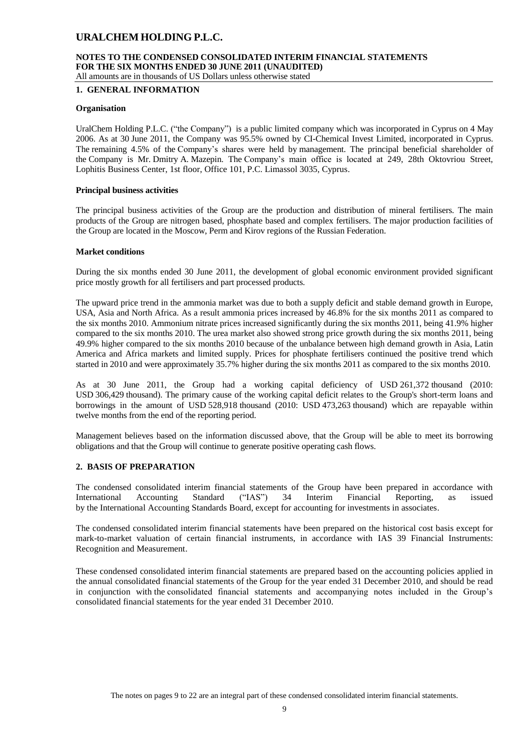## 1. GENERAL INFORMATION

### Organisation

UralChem Holding P.L.C. ("the Company") is a public limited company which was incorporated in Cyprus on 4 May 2006. As at 30 June 2011, the Company was 95.5% owned by CI-Chemical Invest Limited, incorporated in Cyprus. The remaining 4.5% of the Company's shares were held by management. The principal beneficial shareholder of the Company is Mr. Dmitry A. Mazepin. The Company's main office is located at 249, 28th Oktovriou Street, Lophitis Business Center, 1st floor, Office 101, P.C. Limassol 3035, Cyprus.

### Principal business activities

The principal business activities of the Group are the production and distribution of mineral fertilisers. The main products of the Group are nitrogen based, phosphate based and complex fertilisers. The major production facilities of the Group are located in the Moscow, Perm and Kirov regions of the Russian Federation.

### Market conditions

During the six months ended 30 June 2011, the development of global economic environment provided significant price mostly growth for all fertilisers and part processed products.

The upward price trend in the ammonia market was due to both a supply deficit and stable demand growth in Europe, USA, Asia and North Africa. As a result ammonia prices increased by 46.8% for the six months 2011 as compared to the six months 2010. Ammonium nitrate prices increased significantly during the six months 2011, being 41.9% higher compared to the six months 2010. The urea market also showed strong price growth during the six months 2011, being 49.9% higher compared to the six months 2010 because of the unbalance between high demand growth in Asia, Latin America and Africa markets and limited supply. Prices for phosphate fertilisers continued the positive trend which started in 2010 and were approximately 35.7% higher during the six months 2011 as compared to the six months 2010.

As at 30 June 2011, the Group had a working capital deficiency of USD 261,372 thousand (2010: USD 306,429 thousand). The primary cause of the working capital deficit relates to the Group's short-term loans and borrowings in the amount of USD 528,918 thousand (2010: USD 473,263 thousand) which are repayable within twelve months from the end of the reporting period.

Management believes based on the information discussed above, that the Group will be able to meet its borrowing obligations and that the Group will continue to generate positive operating cash flows.

## 2. BASIS OF PREPARATION

The condensed consolidated interim financial statements of the Group have been prepared in accordance with International Accounting Standard ("IAS") 34 Interim Financial Reporting, as issued by the International Accounting Standards Board, except for accounting for investments in associates.

The condensed consolidated interim financial statements have been prepared on the historical cost basis except for mark-to-market valuation of certain financial instruments, in accordance with IAS 39 Financial Instruments: Recognition and Measurement.

These condensed consolidated interim financial statements are prepared based on the accounting policies applied in the annual consolidated financial statements of the Group for the year ended 31 December 2010, and should be read in conjunction with the consolidated financial statements and accompanying notes included in the Group's consolidated financial statements for the year ended 31 December 2010.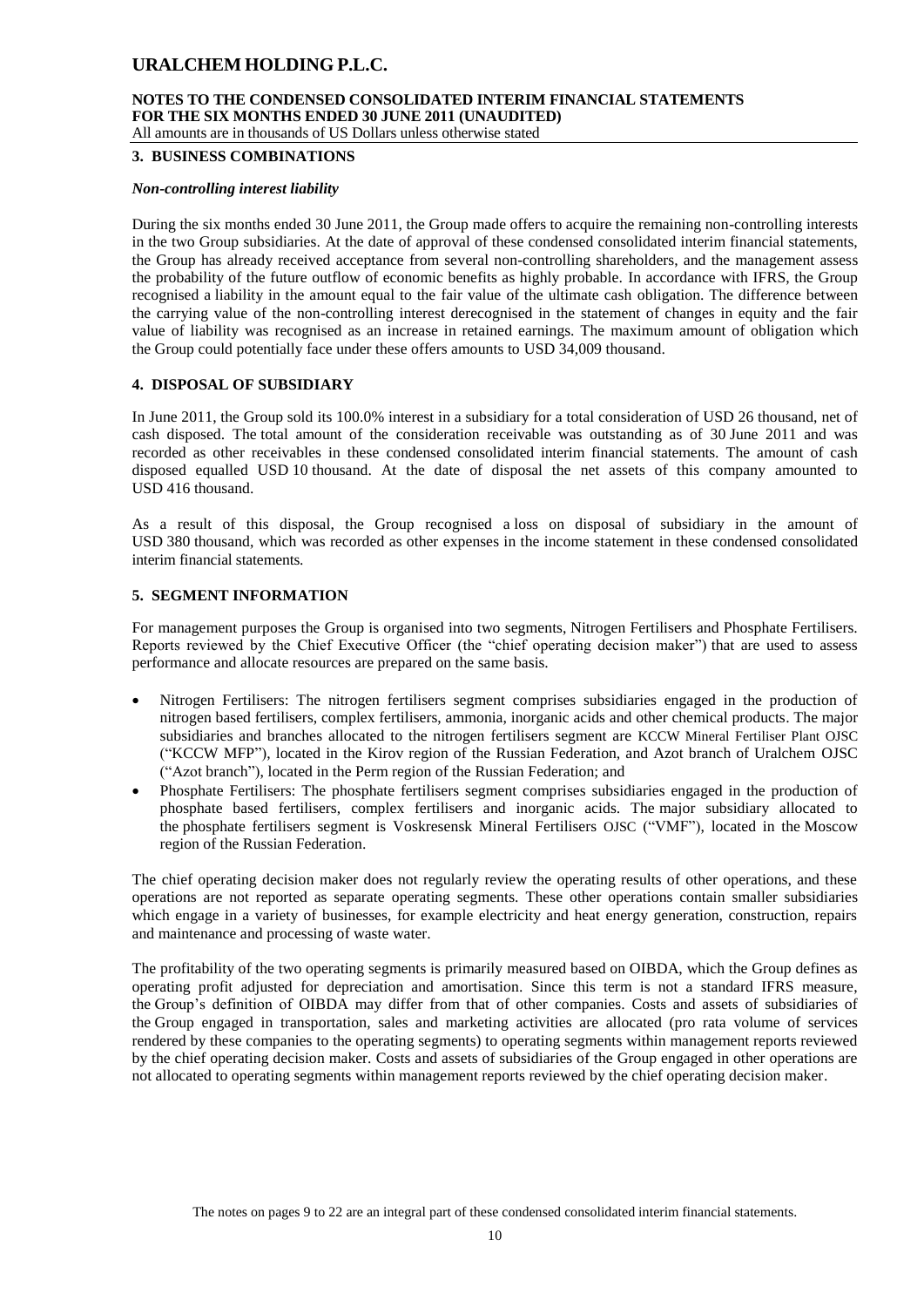## 3. BUSINESS COMBINATIONS

### *Non-controlling interest liability*

During the six months ended 30 June 2011, the Group made offers to acquire the remaining non-controlling interests in the two Group subsidiaries. At the date of approval of these condensed consolidated interim financial statements, the Group has already received acceptance from several non-controlling shareholders, and the management assess the probability of the future outflow of economic benefits as highly probable. In accordance with IFRS, the Group recognised a liability in the amount equal to the fair value of the ultimate cash obligation. The difference between the carrying value of the non-controlling interest derecognised in the statement of changes in equity and the fair value of liability was recognised as an increase in retained earnings. The maximum amount of obligation which the Group could potentially face under these offers amounts to USD 34,009 thousand.

## 4. DISPOSAL OF SUBSIDIARY

In June 2011, the Group sold its 100.0% interest in a subsidiary for a total consideration of USD 26 thousand, net of cash disposed. The total amount of the consideration receivable was outstanding as of 30 June 2011 and was recorded as other receivables in these condensed consolidated interim financial statements. The amount of cash disposed equalled USD 10 thousand. At the date of disposal the net assets of this company amounted to USD 416 thousand.

As a result of this disposal, the Group recognised a loss on disposal of subsidiary in the amount of USD 380 thousand, which was recorded as other expenses in the income statement in these condensed consolidated interim financial statements.

## 5. SEGMENT INFORMATION

For management purposes the Group is organised into two segments, Nitrogen Fertilisers and Phosphate Fertilisers. Reports reviewed by the Chief Executive Officer (the "chief operating decision maker") that are used to assess performance and allocate resources are prepared on the same basis.

- Nitrogen Fertilisers: The nitrogen fertilisers segment comprises subsidiaries engaged in the production of nitrogen based fertilisers, complex fertilisers, ammonia, inorganic acids and other chemical products. The major subsidiaries and branches allocated to the nitrogen fertilisers segment are KCCW Mineral Fertiliser Plant OJSC ("KCCW MFP"), located in the Kirov region of the Russian Federation, and Azot branch of Uralchem OJSC ("Azot branch"), located in the Perm region of the Russian Federation; and
- Phosphate Fertilisers: The phosphate fertilisers segment comprises subsidiaries engaged in the production of phosphate based fertilisers, complex fertilisers and inorganic acids. The major subsidiary allocated to the phosphate fertilisers segment is Voskresensk Mineral Fertilisers OJSC ("VMF"), located in the Moscow region of the Russian Federation.

The chief operating decision maker does not regularly review the operating results of other operations, and these operations are not reported as separate operating segments. These other operations contain smaller subsidiaries which engage in a variety of businesses, for example electricity and heat energy generation, construction, repairs and maintenance and processing of waste water.

The profitability of the two operating segments is primarily measured based on OIBDA, which the Group defines as operating profit adjusted for depreciation and amortisation. Since this term is not a standard IFRS measure, the Group's definition of OIBDA may differ from that of other companies. Costs and assets of subsidiaries of the Group engaged in transportation, sales and marketing activities are allocated (pro rata volume of services rendered by these companies to the operating segments) to operating segments within management reports reviewed by the chief operating decision maker. Costs and assets of subsidiaries of the Group engaged in other operations are not allocated to operating segments within management reports reviewed by the chief operating decision maker.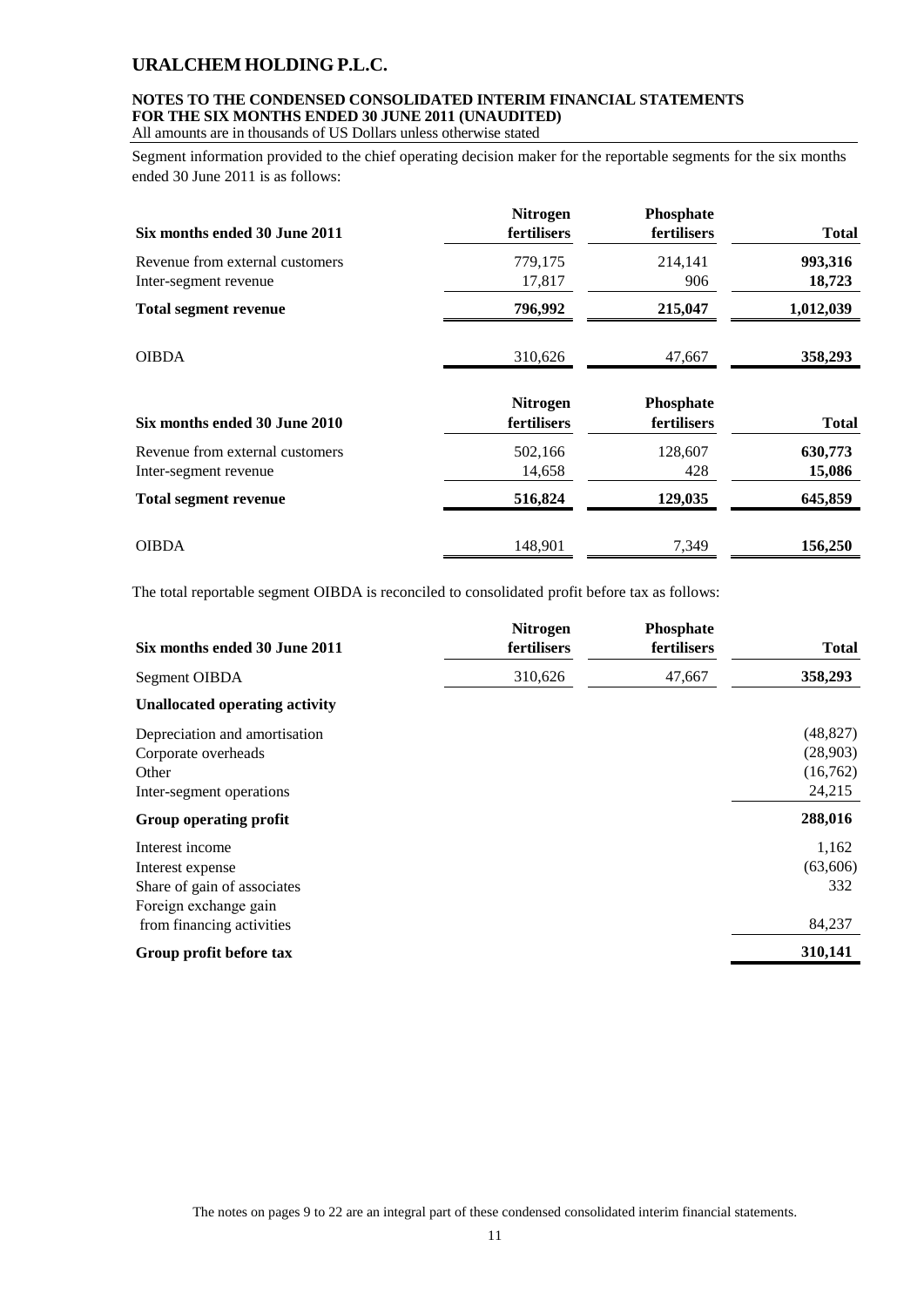Segment information provided to the chief operating decision maker for the reportable segments for the six months ended 30 June 2011 is as follows:

| Six months ended 30 June 2011 | Nitrogen fertilisers | Phosphate fertilisers | Total |
|---|---|---|---|
| Revenue from external customers | 779,175 | 214,141 | **993,316** |
| Inter-segment revenue | 17,817 | 906 | **18,723** |
| **Total segment revenue** | **796,992** | **215,047** | **1,012,039** |
| OIBDA | 310,626 | 47,667 | **358,293** |

| Six months ended 30 June 2010 | Nitrogen fertilisers | Phosphate fertilisers | Total |
|---|---|---|---|
| Revenue from external customers | 502,166 | 128,607 | **630,773** |
| Inter-segment revenue | 14,658 | 428 | **15,086** |
| **Total segment revenue** | **516,824** | **129,035** | **645,859** |
| OIBDA | 148,901 | 7,349 | **156,250** |

The total reportable segment OIBDA is reconciled to consolidated profit before tax as follows:

| Six months ended 30 June 2011 | Nitrogen fertilisers | Phosphate fertilisers | Total |
|---|---|---|---|
| Segment OIBDA | 310,626 | 47,667 | **358,293** |
| **Unallocated operating activity** | | | |
| Depreciation and amortisation | | | (48,827) |
| Corporate overheads | | | (28,903) |
| Other | | | (16,762) |
| Inter-segment operations | | | 24,215 |
| **Group operating profit** | | | **288,016** |
| Interest income | | | 1,162 |
| Interest expense | | | (63,606) |
| Share of gain of associates | | | 332 |
| Foreign exchange gain from financing activities | | | 84,237 |
| **Group profit before tax** | | | **310,141** |

The notes on pages 9 to 22 are an integral part of these condensed consolidated interim financial statements.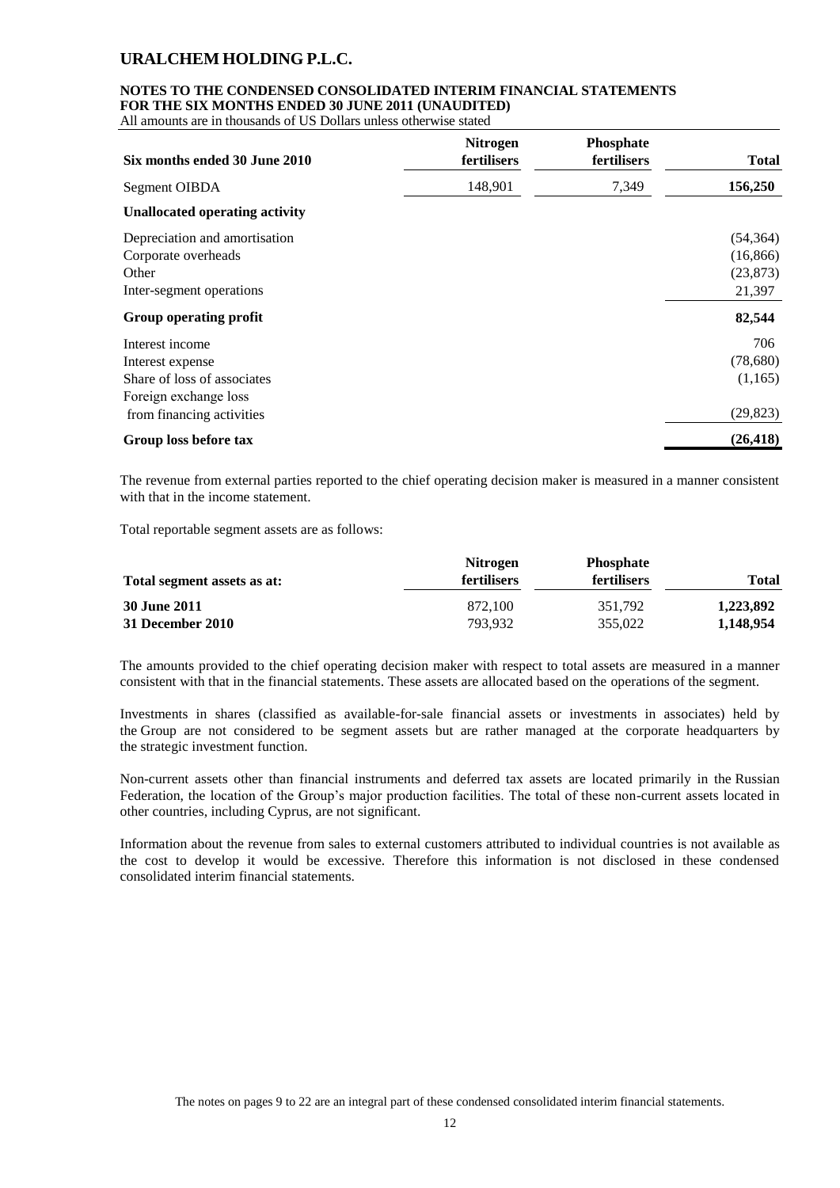# URALCHEM HOLDING P.L.C.

**NOTES TO THE CONDENSED CONSOLIDATED INTERIM FINANCIAL STATEMENTS FOR THE SIX MONTHS ENDED 30 JUNE 2011 (UNAUDITED)**

All amounts are in thousands of US Dollars unless otherwise stated

| Six months ended 30 June 2010 | Nitrogen fertilisers | Phosphate fertilisers | Total |
|---|---|---|---|
| Segment OIBDA | 148,901 | 7,349 | **156,250** |
| **Unallocated operating activity** | | | |
| Depreciation and amortisation | | | (54,364) |
| Corporate overheads | | | (16,866) |
| Other | | | (23,873) |
| Inter-segment operations | | | 21,397 |
| **Group operating profit** | | | **82,544** |
| Interest income | | | 706 |
| Interest expense | | | (78,680) |
| Share of loss of associates | | | (1,165) |
| Foreign exchange loss from financing activities | | | (29,823) |
| **Group loss before tax** | | | **(26,418)** |

The revenue from external parties reported to the chief operating decision maker is measured in a manner consistent with that in the income statement.

Total reportable segment assets are as follows:

| Total segment assets as at: | Nitrogen fertilisers | Phosphate fertilisers | Total |
|---|---|---|---|
| **30 June 2011** | 872,100 | 351,792 | **1,223,892** |
| **31 December 2010** | 793,932 | 355,022 | **1,148,954** |

The amounts provided to the chief operating decision maker with respect to total assets are measured in a manner consistent with that in the financial statements. These assets are allocated based on the operations of the segment.

Investments in shares (classified as available-for-sale financial assets or investments in associates) held by the Group are not considered to be segment assets but are rather managed at the corporate headquarters by the strategic investment function.

Non-current assets other than financial instruments and deferred tax assets are located primarily in the Russian Federation, the location of the Group's major production facilities. The total of these non-current assets located in other countries, including Cyprus, are not significant.

Information about the revenue from sales to external customers attributed to individual countries is not available as the cost to develop it would be excessive. Therefore this information is not disclosed in these condensed consolidated interim financial statements.

The notes on pages 9 to 22 are an integral part of these condensed consolidated interim financial statements.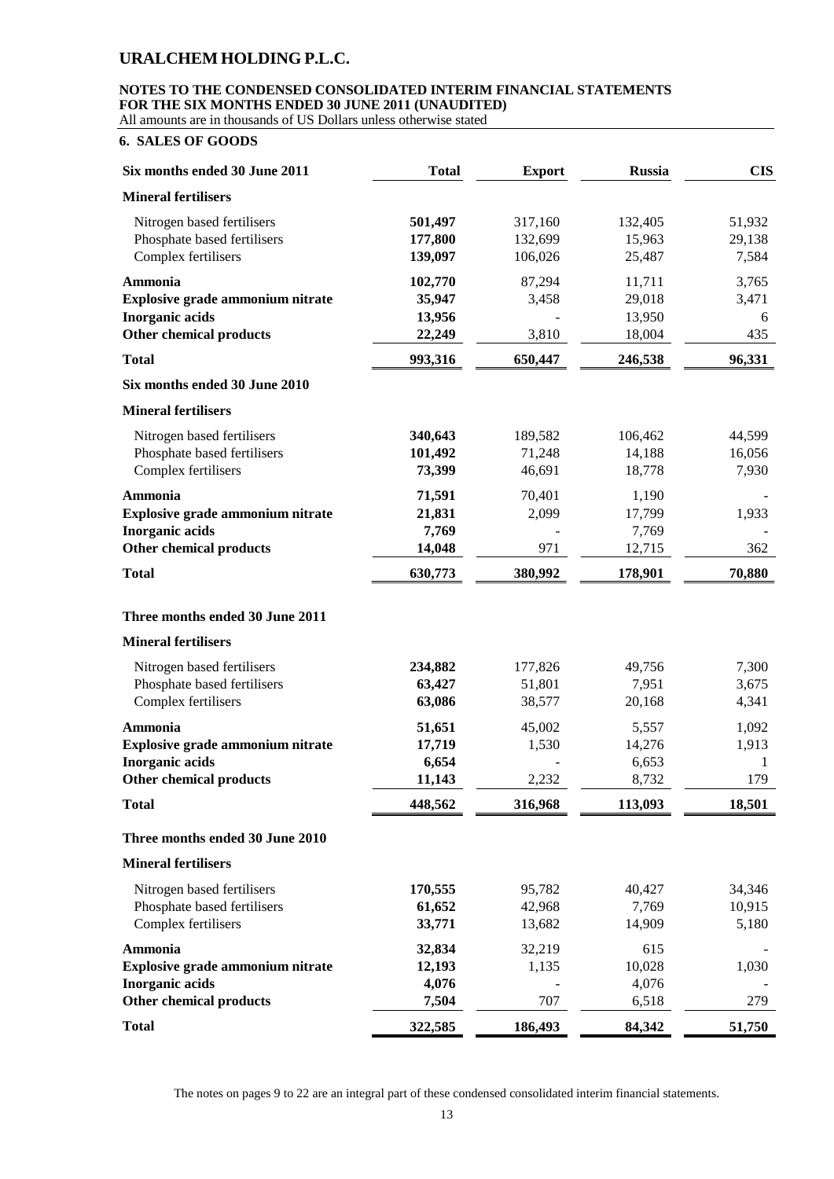# URALCHEM HOLDING P.L.C.

**NOTES TO THE CONDENSED CONSOLIDATED INTERIM FINANCIAL STATEMENTS FOR THE SIX MONTHS ENDED 30 JUNE 2011 (UNAUDITED)**

All amounts are in thousands of US Dollars unless otherwise stated

## 6. SALES OF GOODS

| Six months ended 30 June 2011 | Total | Export | Russia | CIS |
|---|---|---|---|---|
| **Mineral fertilisers** | | | | |
| Nitrogen based fertilisers | **501,497** | 317,160 | 132,405 | 51,932 |
| Phosphate based fertilisers | **177,800** | 132,699 | 15,963 | 29,138 |
| Complex fertilisers | **139,097** | 106,026 | 25,487 | 7,584 |
| **Ammonia** | **102,770** | 87,294 | 11,711 | 3,765 |
| **Explosive grade ammonium nitrate** | **35,947** | 3,458 | 29,018 | 3,471 |
| **Inorganic acids** | **13,956** | - | 13,950 | 6 |
| **Other chemical products** | **22,249** | 3,810 | 18,004 | 435 |
| **Total** | **993,316** | **650,447** | **246,538** | **96,331** |
| **Six months ended 30 June 2010** | | | | |
| **Mineral fertilisers** | | | | |
| Nitrogen based fertilisers | **340,643** | 189,582 | 106,462 | 44,599 |
| Phosphate based fertilisers | **101,492** | 71,248 | 14,188 | 16,056 |
| Complex fertilisers | **73,399** | 46,691 | 18,778 | 7,930 |
| **Ammonia** | **71,591** | 70,401 | 1,190 | - |
| **Explosive grade ammonium nitrate** | **21,831** | 2,099 | 17,799 | 1,933 |
| **Inorganic acids** | **7,769** | - | 7,769 | - |
| **Other chemical products** | **14,048** | 971 | 12,715 | 362 |
| **Total** | **630,773** | **380,992** | **178,901** | **70,880** |
| **Three months ended 30 June 2011** | | | | |
| **Mineral fertilisers** | | | | |
| Nitrogen based fertilisers | **234,882** | 177,826 | 49,756 | 7,300 |
| Phosphate based fertilisers | **63,427** | 51,801 | 7,951 | 3,675 |
| Complex fertilisers | **63,086** | 38,577 | 20,168 | 4,341 |
| **Ammonia** | **51,651** | 45,002 | 5,557 | 1,092 |
| **Explosive grade ammonium nitrate** | **17,719** | 1,530 | 14,276 | 1,913 |
| **Inorganic acids** | **6,654** | - | 6,653 | 1 |
| **Other chemical products** | **11,143** | 2,232 | 8,732 | 179 |
| **Total** | **448,562** | **316,968** | **113,093** | **18,501** |
| **Three months ended 30 June 2010** | | | | |
| **Mineral fertilisers** | | | | |
| Nitrogen based fertilisers | **170,555** | 95,782 | 40,427 | 34,346 |
| Phosphate based fertilisers | **61,652** | 42,968 | 7,769 | 10,915 |
| Complex fertilisers | **33,771** | 13,682 | 14,909 | 5,180 |
| **Ammonia** | **32,834** | 32,219 | 615 | - |
| **Explosive grade ammonium nitrate** | **12,193** | 1,135 | 10,028 | 1,030 |
| **Inorganic acids** | **4,076** | - | 4,076 | - |
| **Other chemical products** | **7,504** | 707 | 6,518 | 279 |
| **Total** | **322,585** | **186,493** | **84,342** | **51,750** |

The notes on pages 9 to 22 are an integral part of these condensed consolidated interim financial statements.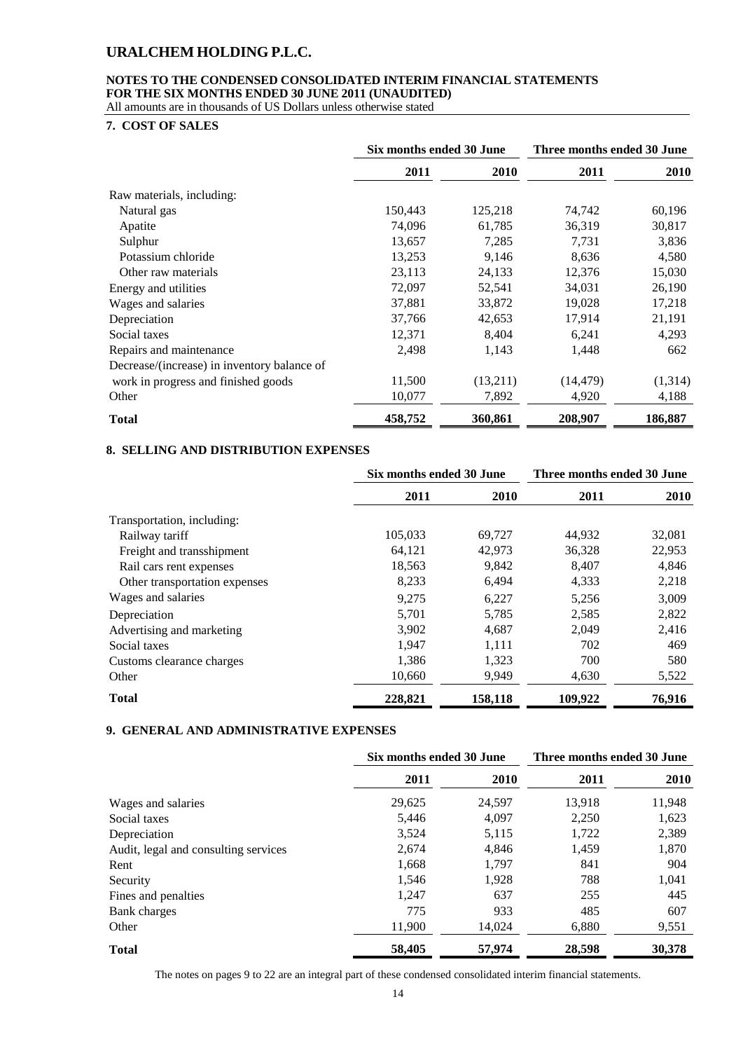# URALCHEM HOLDING P.L.C.

**NOTES TO THE CONDENSED CONSOLIDATED INTERIM FINANCIAL STATEMENTS FOR THE SIX MONTHS ENDED 30 JUNE 2011 (UNAUDITED)**

All amounts are in thousands of US Dollars unless otherwise stated

## 7. COST OF SALES

| | Six months ended 30 June | | Three months ended 30 June | |
|---|---|---|---|---|
| | 2011 | 2010 | 2011 | 2010 |
| Raw materials, including: | | | | |
| Natural gas | 150,443 | 125,218 | 74,742 | 60,196 |
| Apatite | 74,096 | 61,785 | 36,319 | 30,817 |
| Sulphur | 13,657 | 7,285 | 7,731 | 3,836 |
| Potassium chloride | 13,253 | 9,146 | 8,636 | 4,580 |
| Other raw materials | 23,113 | 24,133 | 12,376 | 15,030 |
| Energy and utilities | 72,097 | 52,541 | 34,031 | 26,190 |
| Wages and salaries | 37,881 | 33,872 | 19,028 | 17,218 |
| Depreciation | 37,766 | 42,653 | 17,914 | 21,191 |
| Social taxes | 12,371 | 8,404 | 6,241 | 4,293 |
| Repairs and maintenance | 2,498 | 1,143 | 1,448 | 662 |
| Decrease/(increase) in inventory balance of work in progress and finished goods | 11,500 | (13,211) | (14,479) | (1,314) |
| Other | 10,077 | 7,892 | 4,920 | 4,188 |
| **Total** | **458,752** | **360,861** | **208,907** | **186,887** |

## 8. SELLING AND DISTRIBUTION EXPENSES

| | Six months ended 30 June | | Three months ended 30 June | |
|---|---|---|---|---|
| | 2011 | 2010 | 2011 | 2010 |
| Transportation, including: | | | | |
| Railway tariff | 105,033 | 69,727 | 44,932 | 32,081 |
| Freight and transshipment | 64,121 | 42,973 | 36,328 | 22,953 |
| Rail cars rent expenses | 18,563 | 9,842 | 8,407 | 4,846 |
| Other transportation expenses | 8,233 | 6,494 | 4,333 | 2,218 |
| Wages and salaries | 9,275 | 6,227 | 5,256 | 3,009 |
| Depreciation | 5,701 | 5,785 | 2,585 | 2,822 |
| Advertising and marketing | 3,902 | 4,687 | 2,049 | 2,416 |
| Social taxes | 1,947 | 1,111 | 702 | 469 |
| Customs clearance charges | 1,386 | 1,323 | 700 | 580 |
| Other | 10,660 | 9,949 | 4,630 | 5,522 |
| **Total** | **228,821** | **158,118** | **109,922** | **76,916** |

## 9. GENERAL AND ADMINISTRATIVE EXPENSES

| | Six months ended 30 June | | Three months ended 30 June | |
|---|---|---|---|---|
| | 2011 | 2010 | 2011 | 2010 |
| Wages and salaries | 29,625 | 24,597 | 13,918 | 11,948 |
| Social taxes | 5,446 | 4,097 | 2,250 | 1,623 |
| Depreciation | 3,524 | 5,115 | 1,722 | 2,389 |
| Audit, legal and consulting services | 2,674 | 4,846 | 1,459 | 1,870 |
| Rent | 1,668 | 1,797 | 841 | 904 |
| Security | 1,546 | 1,928 | 788 | 1,041 |
| Fines and penalties | 1,247 | 637 | 255 | 445 |
| Bank charges | 775 | 933 | 485 | 607 |
| Other | 11,900 | 14,024 | 6,880 | 9,551 |
| **Total** | **58,405** | **57,974** | **28,598** | **30,378** |

The notes on pages 9 to 22 are an integral part of these condensed consolidated interim financial statements.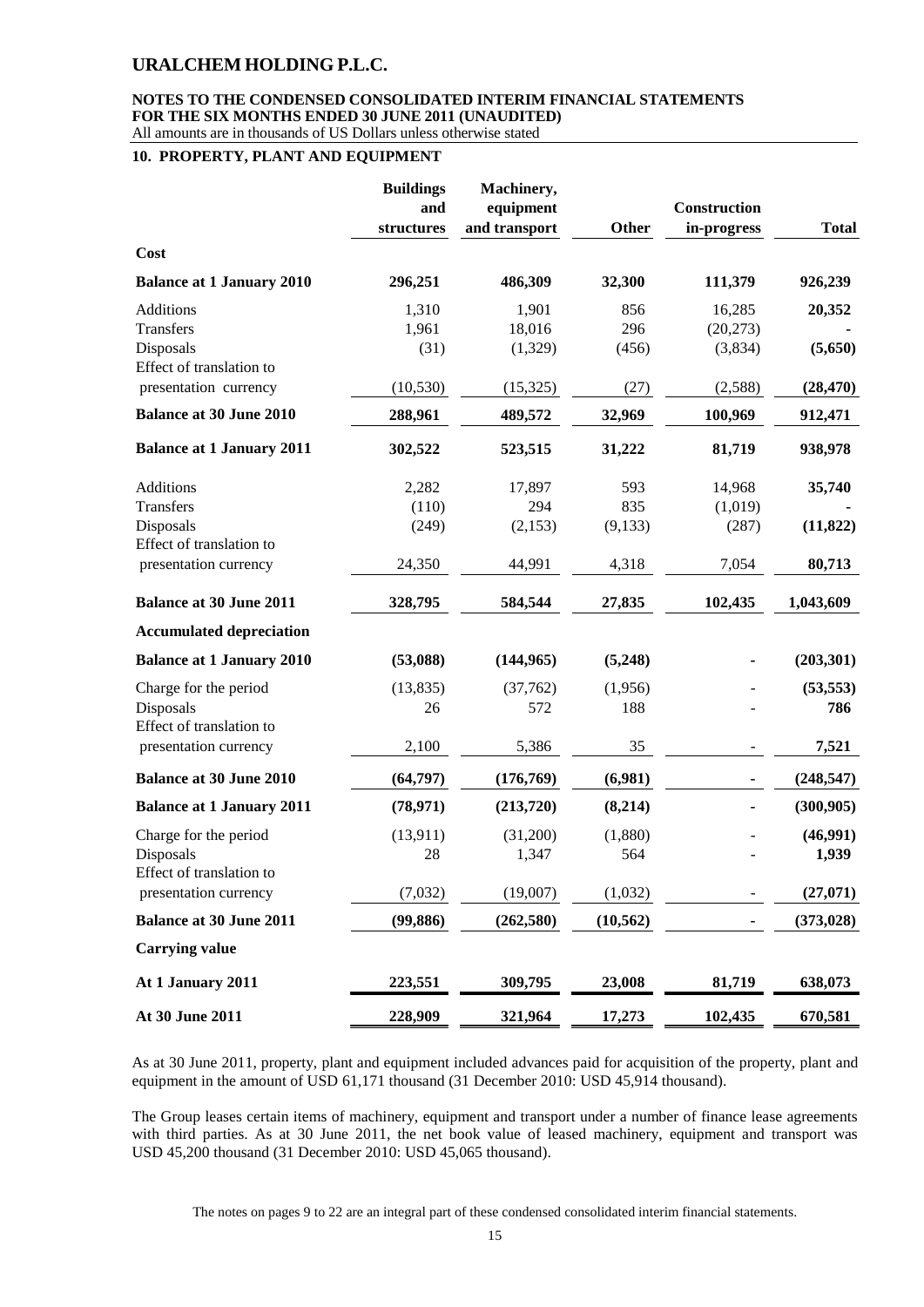# URALCHEM HOLDING P.L.C.

**NOTES TO THE CONDENSED CONSOLIDATED INTERIM FINANCIAL STATEMENTS FOR THE SIX MONTHS ENDED 30 JUNE 2011 (UNAUDITED)**

All amounts are in thousands of US Dollars unless otherwise stated

## 10. PROPERTY, PLANT AND EQUIPMENT

| | Buildings and structures | Machinery, equipment and transport | Other | Construction in-progress | Total |
|---|---|---|---|---|---|
| **Cost** | | | | | |
| **Balance at 1 January 2010** | **296,251** | **486,309** | **32,300** | **111,379** | **926,239** |
| Additions | 1,310 | 1,901 | 856 | 16,285 | **20,352** |
| Transfers | 1,961 | 18,016 | 296 | (20,273) | **-** |
| Disposals | (31) | (1,329) | (456) | (3,834) | **(5,650)** |
| Effect of translation to presentation currency | (10,530) | (15,325) | (27) | (2,588) | **(28,470)** |
| **Balance at 30 June 2010** | **288,961** | **489,572** | **32,969** | **100,969** | **912,471** |
| **Balance at 1 January 2011** | **302,522** | **523,515** | **31,222** | **81,719** | **938,978** |
| Additions | 2,282 | 17,897 | 593 | 14,968 | **35,740** |
| Transfers | (110) | 294 | 835 | (1,019) | **-** |
| Disposals | (249) | (2,153) | (9,133) | (287) | **(11,822)** |
| Effect of translation to presentation currency | 24,350 | 44,991 | 4,318 | 7,054 | **80,713** |
| **Balance at 30 June 2011** | **328,795** | **584,544** | **27,835** | **102,435** | **1,043,609** |
| **Accumulated depreciation** | | | | | |
| **Balance at 1 January 2010** | **(53,088)** | **(144,965)** | **(5,248)** | **-** | **(203,301)** |
| Charge for the period | (13,835) | (37,762) | (1,956) | - | **(53,553)** |
| Disposals | 26 | 572 | 188 | - | **786** |
| Effect of translation to presentation currency | 2,100 | 5,386 | 35 | - | **7,521** |
| **Balance at 30 June 2010** | **(64,797)** | **(176,769)** | **(6,981)** | **-** | **(248,547)** |
| **Balance at 1 January 2011** | **(78,971)** | **(213,720)** | **(8,214)** | **-** | **(300,905)** |
| Charge for the period | (13,911) | (31,200) | (1,880) | - | **(46,991)** |
| Disposals | 28 | 1,347 | 564 | - | **1,939** |
| Effect of translation to presentation currency | (7,032) | (19,007) | (1,032) | - | **(27,071)** |
| **Balance at 30 June 2011** | **(99,886)** | **(262,580)** | **(10,562)** | **-** | **(373,028)** |
| **Carrying value** | | | | | |
| **At 1 January 2011** | **223,551** | **309,795** | **23,008** | **81,719** | **638,073** |
| **At 30 June 2011** | **228,909** | **321,964** | **17,273** | **102,435** | **670,581** |

As at 30 June 2011, property, plant and equipment included advances paid for acquisition of the property, plant and equipment in the amount of USD 61,171 thousand (31 December 2010: USD 45,914 thousand).

The Group leases certain items of machinery, equipment and transport under a number of finance lease agreements with third parties. As at 30 June 2011, the net book value of leased machinery, equipment and transport was USD 45,200 thousand (31 December 2010: USD 45,065 thousand).

The notes on pages 9 to 22 are an integral part of these condensed consolidated interim financial statements.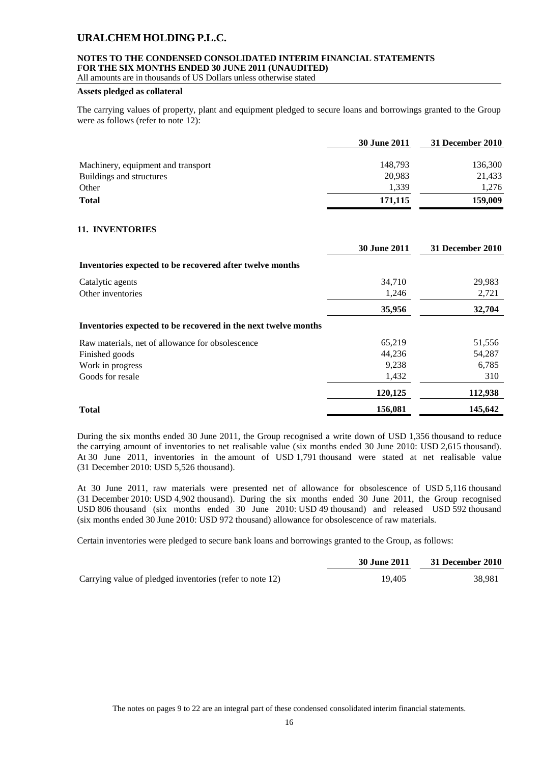**Assets pledged as collateral**

The carrying values of property, plant and equipment pledged to secure loans and borrowings granted to the Group were as follows (refer to note 12):

| | 30 June 2011 | 31 December 2010 |
|---|---|---|
| Machinery, equipment and transport | 148,793 | 136,300 |
| Buildings and structures | 20,983 | 21,433 |
| Other | 1,339 | 1,276 |
| **Total** | **171,115** | **159,009** |

## 11. INVENTORIES

| | 30 June 2011 | 31 December 2010 |
|---|---|---|
| **Inventories expected to be recovered after twelve months** | | |
| Catalytic agents | 34,710 | 29,983 |
| Other inventories | 1,246 | 2,721 |
| | **35,956** | **32,704** |
| **Inventories expected to be recovered in the next twelve months** | | |
| Raw materials, net of allowance for obsolescence | 65,219 | 51,556 |
| Finished goods | 44,236 | 54,287 |
| Work in progress | 9,238 | 6,785 |
| Goods for resale | 1,432 | 310 |
| | **120,125** | **112,938** |
| **Total** | **156,081** | **145,642** |

During the six months ended 30 June 2011, the Group recognised a write down of USD 1,356 thousand to reduce the carrying amount of inventories to net realisable value (six months ended 30 June 2010: USD 2,615 thousand). At 30 June 2011, inventories in the amount of USD 1,791 thousand were stated at net realisable value (31 December 2010: USD 5,526 thousand).

At 30 June 2011, raw materials were presented net of allowance for obsolescence of USD 5,116 thousand (31 December 2010: USD 4,902 thousand). During the six months ended 30 June 2011, the Group recognised USD 806 thousand (six months ended 30 June 2010: USD 49 thousand) and released USD 592 thousand (six months ended 30 June 2010: USD 972 thousand) allowance for obsolescence of raw materials.

Certain inventories were pledged to secure bank loans and borrowings granted to the Group, as follows:

| | 30 June 2011 | 31 December 2010 |
|---|---|---|
| Carrying value of pledged inventories (refer to note 12) | 19,405 | 38,981 |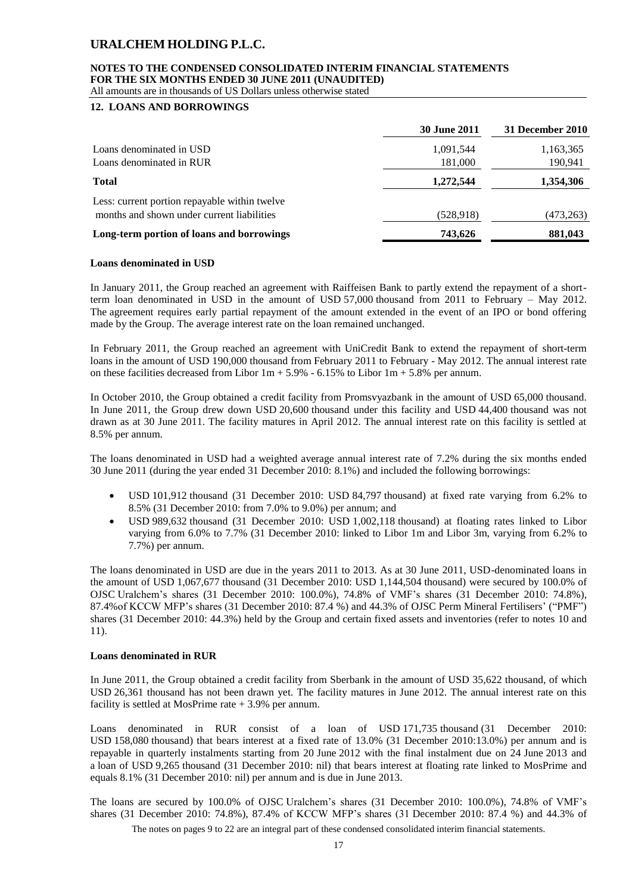## 12. LOANS AND BORROWINGS

| | 30 June 2011 | 31 December 2010 |
|---|---|---|
| Loans denominated in USD | 1,091,544 | 1,163,365 |
| Loans denominated in RUR | 181,000 | 190,941 |
| **Total** | **1,272,544** | **1,354,306** |
| Less: current portion repayable within twelve months and shown under current liabilities | (528,918) | (473,263) |
| **Long-term portion of loans and borrowings** | **743,626** | **881,043** |

### Loans denominated in USD

In January 2011, the Group reached an agreement with Raiffeisen Bank to partly extend the repayment of a short-term loan denominated in USD in the amount of USD 57,000 thousand from 2011 to February – May 2012. The agreement requires early partial repayment of the amount extended in the event of an IPO or bond offering made by the Group. The average interest rate on the loan remained unchanged.

In February 2011, the Group reached an agreement with UniCredit Bank to extend the repayment of short-term loans in the amount of USD 190,000 thousand from February 2011 to February - May 2012. The annual interest rate on these facilities decreased from Libor 1m + 5.9% - 6.15% to Libor 1m + 5.8% per annum.

In October 2010, the Group obtained a credit facility from Promsvyazbank in the amount of USD 65,000 thousand. In June 2011, the Group drew down USD 20,600 thousand under this facility and USD 44,400 thousand was not drawn as at 30 June 2011. The facility matures in April 2012. The annual interest rate on this facility is settled at 8.5% per annum.

The loans denominated in USD had a weighted average annual interest rate of 7.2% during the six months ended 30 June 2011 (during the year ended 31 December 2010: 8.1%) and included the following borrowings:

- USD 101,912 thousand (31 December 2010: USD 84,797 thousand) at fixed rate varying from 6.2% to 8.5% (31 December 2010: from 7.0% to 9.0%) per annum; and
- USD 989,632 thousand (31 December 2010: USD 1,002,118 thousand) at floating rates linked to Libor varying from 6.0% to 7.7% (31 December 2010: linked to Libor 1m and Libor 3m, varying from 6.2% to 7.7%) per annum.

The loans denominated in USD are due in the years 2011 to 2013. As at 30 June 2011, USD-denominated loans in the amount of USD 1,067,677 thousand (31 December 2010: USD 1,144,504 thousand) were secured by 100.0% of OJSC Uralchem's shares (31 December 2010: 100.0%), 74.8% of VMF's shares (31 December 2010: 74.8%), 87.4%of KCCW MFP's shares (31 December 2010: 87.4 %) and 44.3% of OJSC Perm Mineral Fertilisers' ("PMF") shares (31 December 2010: 44.3%) held by the Group and certain fixed assets and inventories (refer to notes 10 and 11).

### Loans denominated in RUR

In June 2011, the Group obtained a credit facility from Sberbank in the amount of USD 35,622 thousand, of which USD 26,361 thousand has not been drawn yet. The facility matures in June 2012. The annual interest rate on this facility is settled at MosPrime rate + 3.9% per annum.

Loans denominated in RUR consist of a loan of USD 171,735 thousand (31 December 2010: USD 158,080 thousand) that bears interest at a fixed rate of 13.0% (31 December 2010:13.0%) per annum and is repayable in quarterly instalments starting from 20 June 2012 with the final instalment due on 24 June 2013 and a loan of USD 9,265 thousand (31 December 2010: nil) that bears interest at floating rate linked to MosPrime and equals 8.1% (31 December 2010: nil) per annum and is due in June 2013.

The loans are secured by 100.0% of OJSC Uralchem's shares (31 December 2010: 100.0%), 74.8% of VMF's shares (31 December 2010: 74.8%), 87.4% of KCCW MFP's shares (31 December 2010: 87.4 %) and 44.3% of

The notes on pages 9 to 22 are an integral part of these condensed consolidated interim financial statements.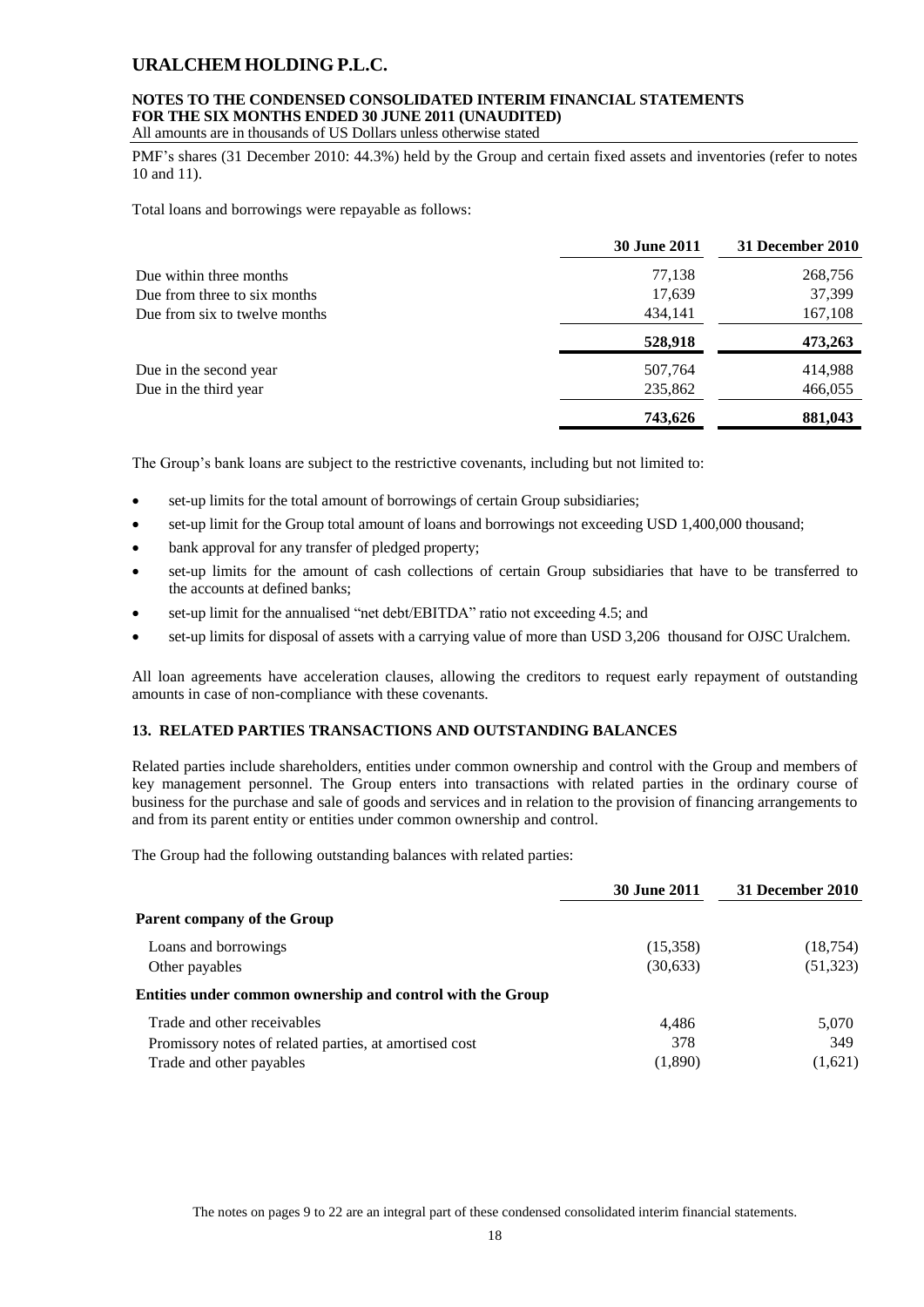PMF's shares (31 December 2010: 44.3%) held by the Group and certain fixed assets and inventories (refer to notes 10 and 11).

Total loans and borrowings were repayable as follows:

| | 30 June 2011 | 31 December 2010 |
|---|---|---|
| Due within three months | 77,138 | 268,756 |
| Due from three to six months | 17,639 | 37,399 |
| Due from six to twelve months | 434,141 | 167,108 |
| | **528,918** | **473,263** |
| Due in the second year | 507,764 | 414,988 |
| Due in the third year | 235,862 | 466,055 |
| | **743,626** | **881,043** |

The Group's bank loans are subject to the restrictive covenants, including but not limited to:

- set-up limits for the total amount of borrowings of certain Group subsidiaries;
- set-up limit for the Group total amount of loans and borrowings not exceeding USD 1,400,000 thousand;
- bank approval for any transfer of pledged property;
- set-up limits for the amount of cash collections of certain Group subsidiaries that have to be transferred to the accounts at defined banks;
- set-up limit for the annualised "net debt/EBITDA" ratio not exceeding 4.5; and
- set-up limits for disposal of assets with a carrying value of more than USD 3,206 thousand for OJSC Uralchem.

All loan agreements have acceleration clauses, allowing the creditors to request early repayment of outstanding amounts in case of non-compliance with these covenants.

## 13. RELATED PARTIES TRANSACTIONS AND OUTSTANDING BALANCES

Related parties include shareholders, entities under common ownership and control with the Group and members of key management personnel. The Group enters into transactions with related parties in the ordinary course of business for the purchase and sale of goods and services and in relation to the provision of financing arrangements to and from its parent entity or entities under common ownership and control.

The Group had the following outstanding balances with related parties:

| | 30 June 2011 | 31 December 2010 |
|---|---|---|
| **Parent company of the Group** | | |
| Loans and borrowings | (15,358) | (18,754) |
| Other payables | (30,633) | (51,323) |
| **Entities under common ownership and control with the Group** | | |
| Trade and other receivables | 4,486 | 5,070 |
| Promissory notes of related parties, at amortised cost | 378 | 349 |
| Trade and other payables | (1,890) | (1,621) |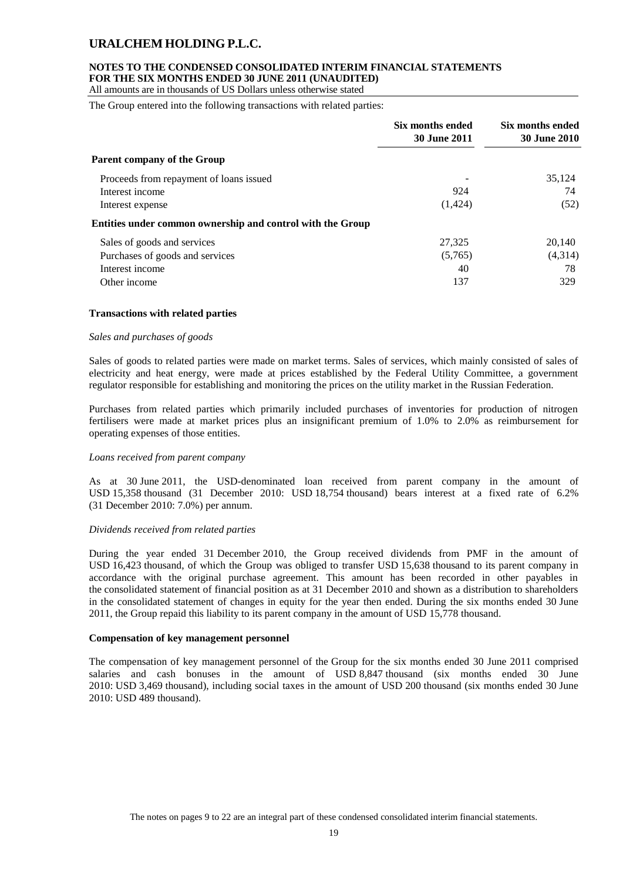The Group entered into the following transactions with related parties:

| | Six months ended 30 June 2011 | Six months ended 30 June 2010 |
|---|---|---|
| **Parent company of the Group** | | |
| Proceeds from repayment of loans issued | - | 35,124 |
| Interest income | 924 | 74 |
| Interest expense | (1,424) | (52) |
| **Entities under common ownership and control with the Group** | | |
| Sales of goods and services | 27,325 | 20,140 |
| Purchases of goods and services | (5,765) | (4,314) |
| Interest income | 40 | 78 |
| Other income | 137 | 329 |

**Transactions with related parties**

*Sales and purchases of goods*

Sales of goods to related parties were made on market terms. Sales of services, which mainly consisted of sales of electricity and heat energy, were made at prices established by the Federal Utility Committee, a government regulator responsible for establishing and monitoring the prices on the utility market in the Russian Federation.

Purchases from related parties which primarily included purchases of inventories for production of nitrogen fertilisers were made at market prices plus an insignificant premium of 1.0% to 2.0% as reimbursement for operating expenses of those entities.

*Loans received from parent company*

As at 30 June 2011, the USD-denominated loan received from parent company in the amount of USD 15,358 thousand (31 December 2010: USD 18,754 thousand) bears interest at a fixed rate of 6.2% (31 December 2010: 7.0%) per annum.

*Dividends received from related parties*

During the year ended 31 December 2010, the Group received dividends from PMF in the amount of USD 16,423 thousand, of which the Group was obliged to transfer USD 15,638 thousand to its parent company in accordance with the original purchase agreement. This amount has been recorded in other payables in the consolidated statement of financial position as at 31 December 2010 and shown as a distribution to shareholders in the consolidated statement of changes in equity for the year then ended. During the six months ended 30 June 2011, the Group repaid this liability to its parent company in the amount of USD 15,778 thousand.

**Compensation of key management personnel**

The compensation of key management personnel of the Group for the six months ended 30 June 2011 comprised salaries and cash bonuses in the amount of USD 8,847 thousand (six months ended 30 June 2010: USD 3,469 thousand), including social taxes in the amount of USD 200 thousand (six months ended 30 June 2010: USD 489 thousand).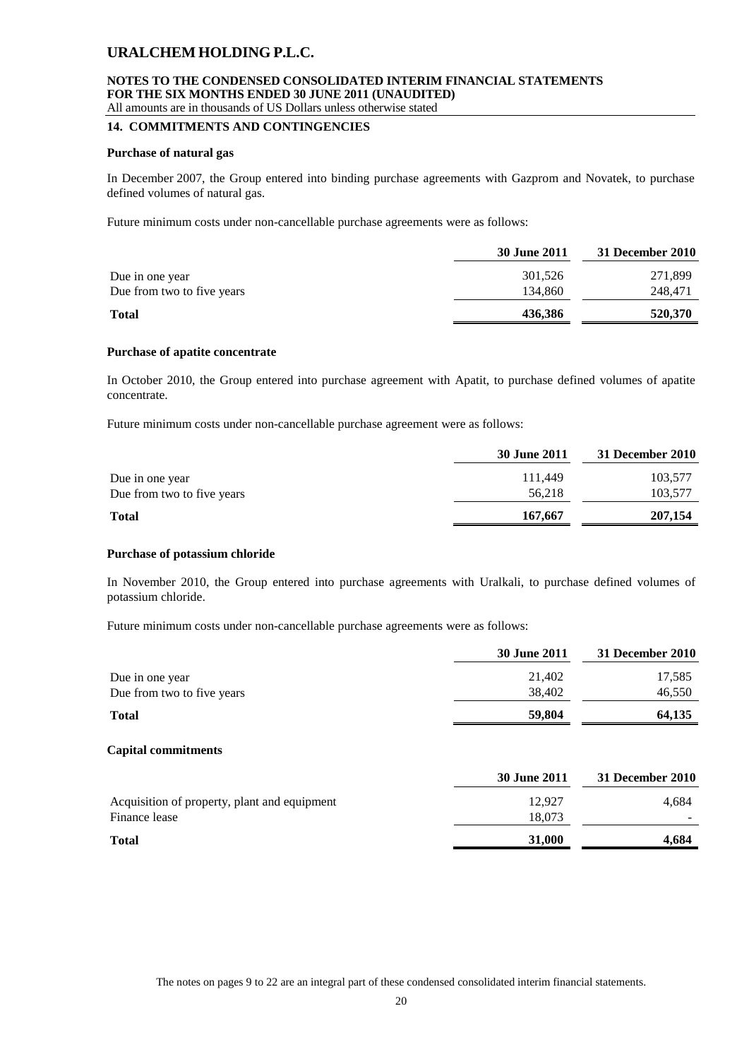## 14. COMMITMENTS AND CONTINGENCIES

### Purchase of natural gas

In December 2007, the Group entered into binding purchase agreements with Gazprom and Novatek, to purchase defined volumes of natural gas.

Future minimum costs under non-cancellable purchase agreements were as follows:

| | 30 June 2011 | 31 December 2010 |
|---|---|---|
| Due in one year | 301,526 | 271,899 |
| Due from two to five years | 134,860 | 248,471 |
| **Total** | **436,386** | **520,370** |

### Purchase of apatite concentrate

In October 2010, the Group entered into purchase agreement with Apatit, to purchase defined volumes of apatite concentrate.

Future minimum costs under non-cancellable purchase agreement were as follows:

| | 30 June 2011 | 31 December 2010 |
|---|---|---|
| Due in one year | 111,449 | 103,577 |
| Due from two to five years | 56,218 | 103,577 |
| **Total** | **167,667** | **207,154** |

### Purchase of potassium chloride

In November 2010, the Group entered into purchase agreements with Uralkali, to purchase defined volumes of potassium chloride.

Future minimum costs under non-cancellable purchase agreements were as follows:

| | 30 June 2011 | 31 December 2010 |
|---|---|---|
| Due in one year | 21,402 | 17,585 |
| Due from two to five years | 38,402 | 46,550 |
| **Total** | **59,804** | **64,135** |

### Capital commitments

| | 30 June 2011 | 31 December 2010 |
|---|---|---|
| Acquisition of property, plant and equipment | 12,927 | 4,684 |
| Finance lease | 18,073 | - |
| **Total** | **31,000** | **4,684** |

The notes on pages 9 to 22 are an integral part of these condensed consolidated interim financial statements.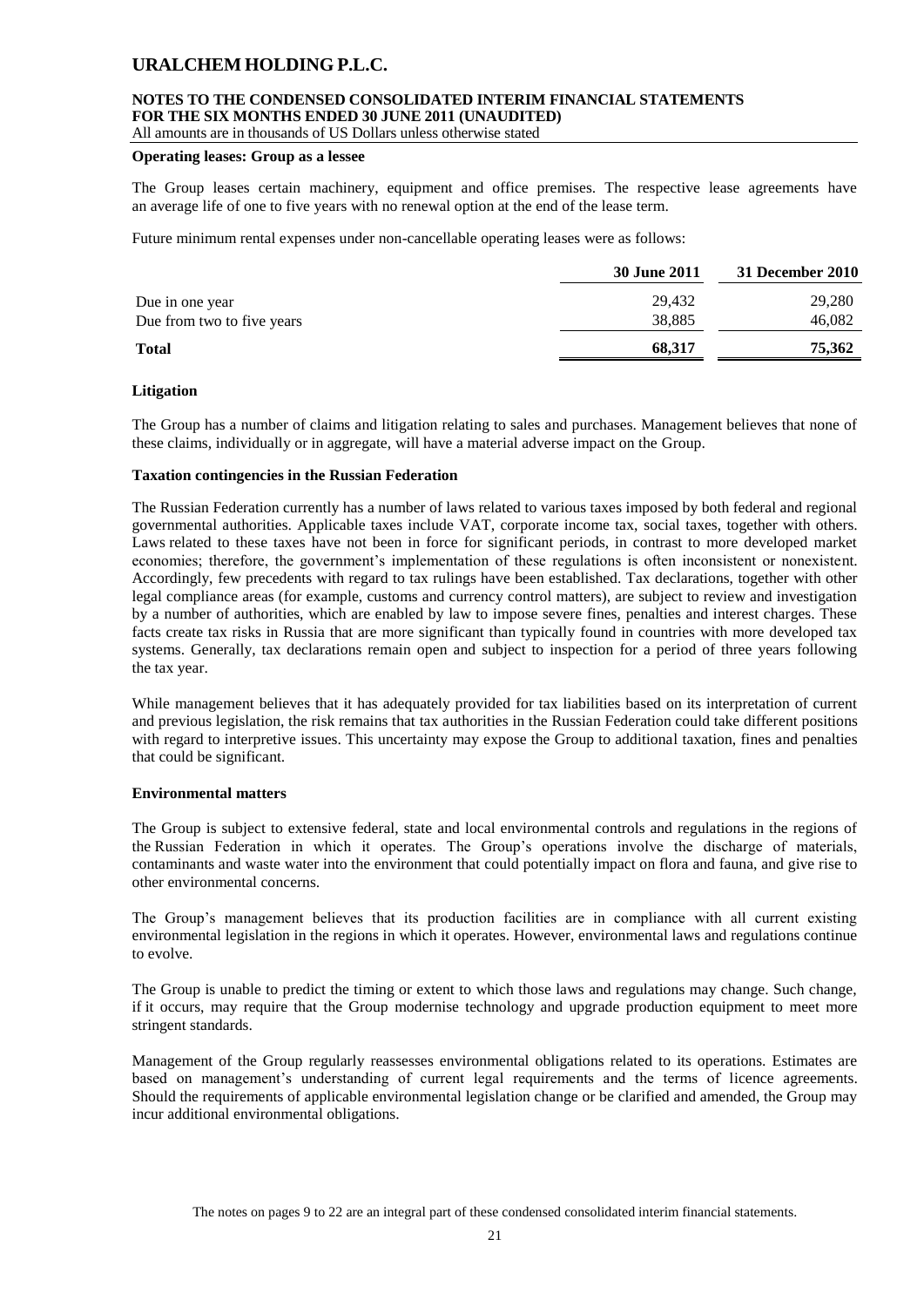#### Operating leases: Group as a lessee

The Group leases certain machinery, equipment and office premises. The respective lease agreements have an average life of one to five years with no renewal option at the end of the lease term.

Future minimum rental expenses under non-cancellable operating leases were as follows:

| | 30 June 2011 | 31 December 2010 |
|---|---|---|
| Due in one year | 29,432 | 29,280 |
| Due from two to five years | 38,885 | 46,082 |
| **Total** | **68,317** | **75,362** |

#### Litigation

The Group has a number of claims and litigation relating to sales and purchases. Management believes that none of these claims, individually or in aggregate, will have a material adverse impact on the Group.

#### Taxation contingencies in the Russian Federation

The Russian Federation currently has a number of laws related to various taxes imposed by both federal and regional governmental authorities. Applicable taxes include VAT, corporate income tax, social taxes, together with others. Laws related to these taxes have not been in force for significant periods, in contrast to more developed market economies; therefore, the government's implementation of these regulations is often inconsistent or nonexistent. Accordingly, few precedents with regard to tax rulings have been established. Tax declarations, together with other legal compliance areas (for example, customs and currency control matters), are subject to review and investigation by a number of authorities, which are enabled by law to impose severe fines, penalties and interest charges. These facts create tax risks in Russia that are more significant than typically found in countries with more developed tax systems. Generally, tax declarations remain open and subject to inspection for a period of three years following the tax year.

While management believes that it has adequately provided for tax liabilities based on its interpretation of current and previous legislation, the risk remains that tax authorities in the Russian Federation could take different positions with regard to interpretive issues. This uncertainty may expose the Group to additional taxation, fines and penalties that could be significant.

#### Environmental matters

The Group is subject to extensive federal, state and local environmental controls and regulations in the regions of the Russian Federation in which it operates. The Group's operations involve the discharge of materials, contaminants and waste water into the environment that could potentially impact on flora and fauna, and give rise to other environmental concerns.

The Group's management believes that its production facilities are in compliance with all current existing environmental legislation in the regions in which it operates. However, environmental laws and regulations continue to evolve.

The Group is unable to predict the timing or extent to which those laws and regulations may change. Such change, if it occurs, may require that the Group modernise technology and upgrade production equipment to meet more stringent standards.

Management of the Group regularly reassesses environmental obligations related to its operations. Estimates are based on management's understanding of current legal requirements and the terms of licence agreements. Should the requirements of applicable environmental legislation change or be clarified and amended, the Group may incur additional environmental obligations.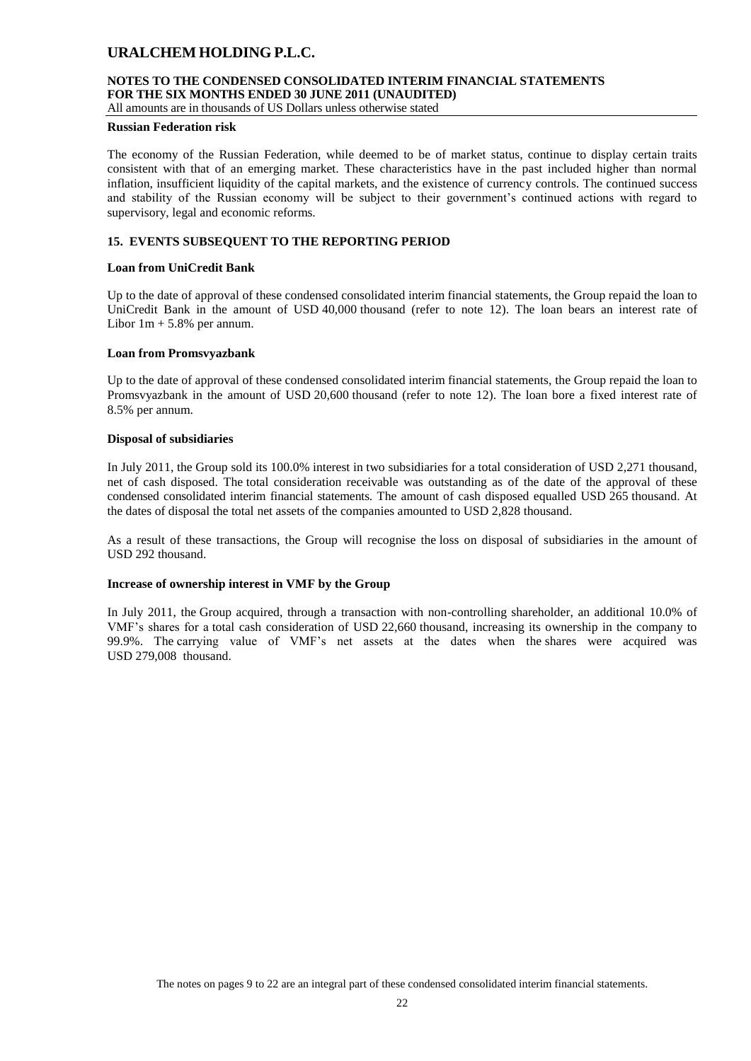**Russian Federation risk**

The economy of the Russian Federation, while deemed to be of market status, continue to display certain traits consistent with that of an emerging market. These characteristics have in the past included higher than normal inflation, insufficient liquidity of the capital markets, and the existence of currency controls. The continued success and stability of the Russian economy will be subject to their government's continued actions with regard to supervisory, legal and economic reforms.

## 15. EVENTS SUBSEQUENT TO THE REPORTING PERIOD

**Loan from UniCredit Bank**

Up to the date of approval of these condensed consolidated interim financial statements, the Group repaid the loan to UniCredit Bank in the amount of USD 40,000 thousand (refer to note 12). The loan bears an interest rate of Libor 1m + 5.8% per annum.

**Loan from Promsvyazbank**

Up to the date of approval of these condensed consolidated interim financial statements, the Group repaid the loan to Promsvyazbank in the amount of USD 20,600 thousand (refer to note 12). The loan bore a fixed interest rate of 8.5% per annum.

**Disposal of subsidiaries**

In July 2011, the Group sold its 100.0% interest in two subsidiaries for a total consideration of USD 2,271 thousand, net of cash disposed. The total consideration receivable was outstanding as of the date of the approval of these condensed consolidated interim financial statements. The amount of cash disposed equalled USD 265 thousand. At the dates of disposal the total net assets of the companies amounted to USD 2,828 thousand.

As a result of these transactions, the Group will recognise the loss on disposal of subsidiaries in the amount of USD 292 thousand.

**Increase of ownership interest in VMF by the Group**

In July 2011, the Group acquired, through a transaction with non-controlling shareholder, an additional 10.0% of VMF's shares for a total cash consideration of USD 22,660 thousand, increasing its ownership in the company to 99.9%. The carrying value of VMF's net assets at the dates when the shares were acquired was USD 279,008 thousand.